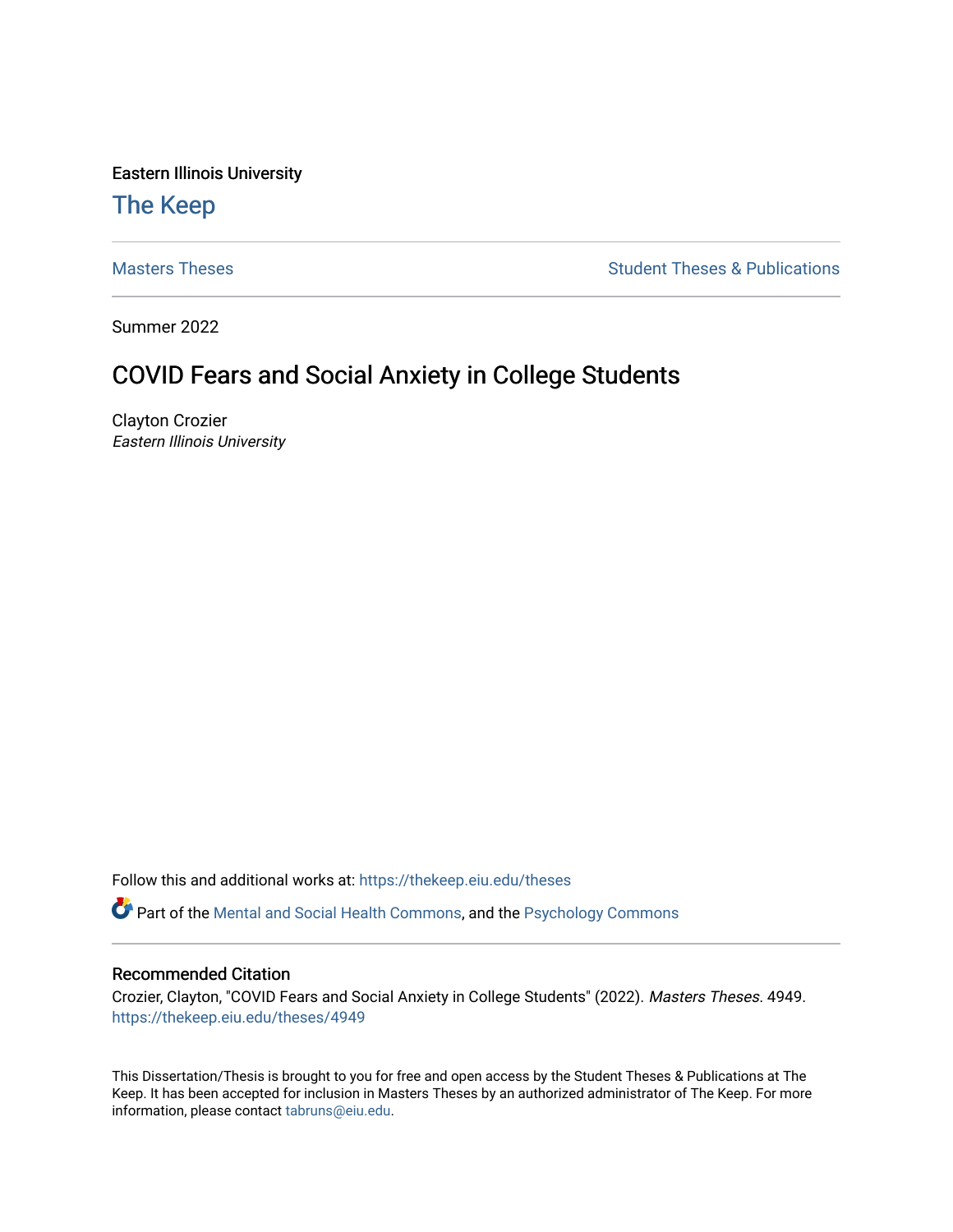Eastern Illinois University

# The Keep

Masters Theses | Student Theses & Publications

Summer 2022

## COVID Fears and Social Anxiety in College Students

Clayton Crozier
*Eastern Illinois University*

Follow this and additional works at: https://thekeep.eiu.edu/theses

Part of the Mental and Social Health Commons, and the Psychology Commons

### Recommended Citation

Crozier, Clayton, "COVID Fears and Social Anxiety in College Students" (2022). *Masters Theses*. 4949.
https://thekeep.eiu.edu/theses/4949

This Dissertation/Thesis is brought to you for free and open access by the Student Theses & Publications at The Keep. It has been accepted for inclusion in Masters Theses by an authorized administrator of The Keep. For more information, please contact tabruns@eiu.edu.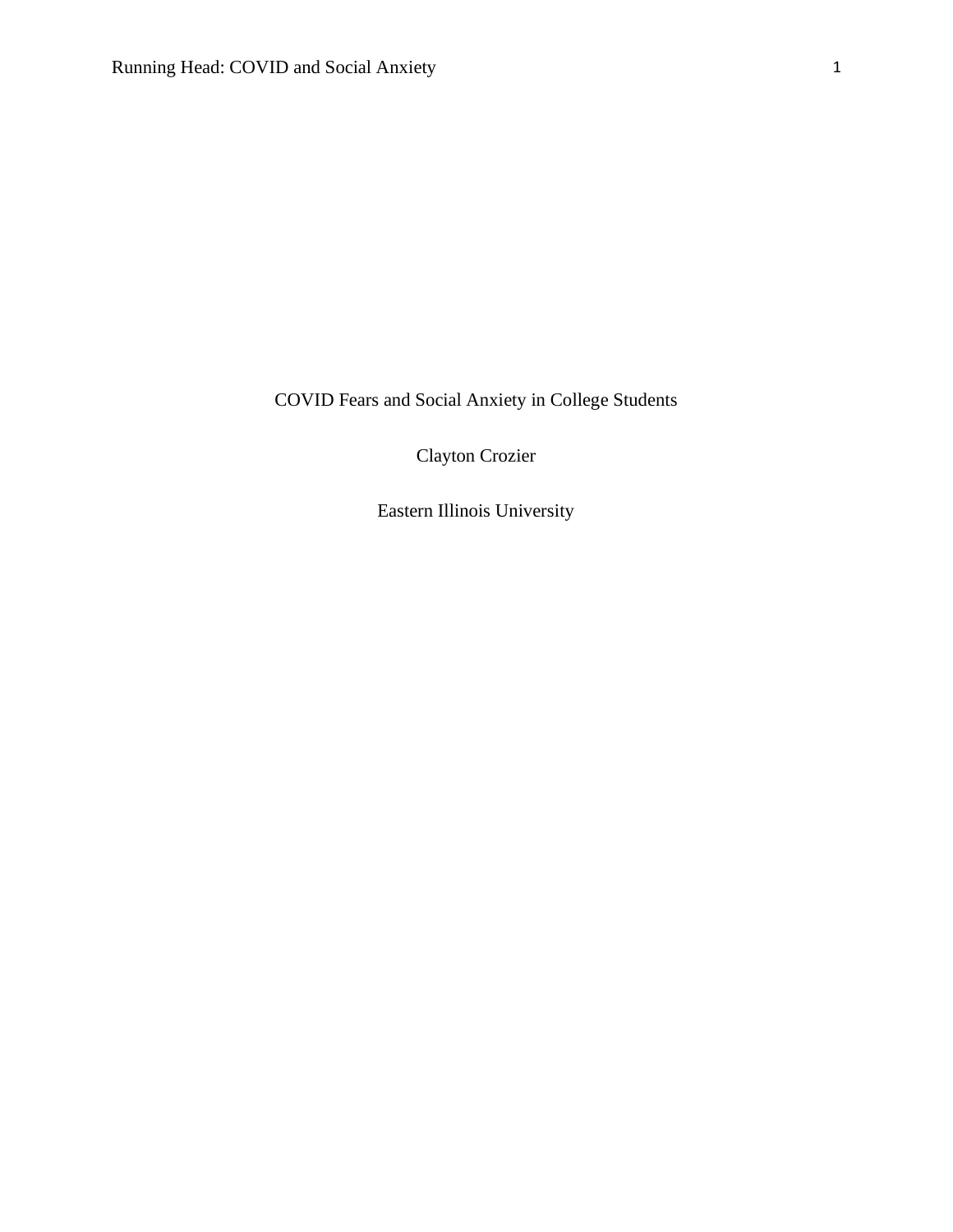COVID Fears and Social Anxiety in College Students

Clayton Crozier

Eastern Illinois University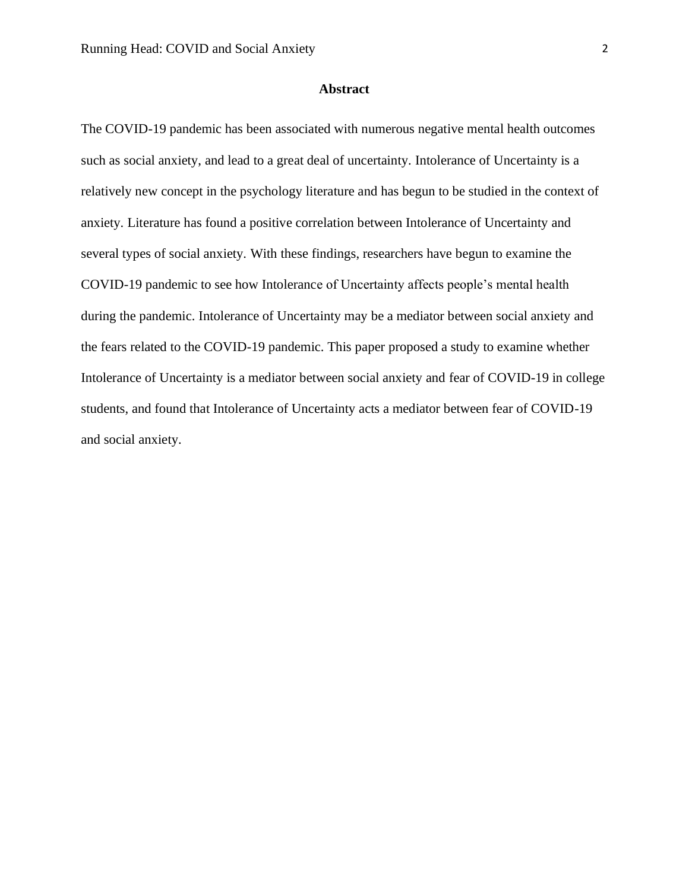## Abstract

The COVID-19 pandemic has been associated with numerous negative mental health outcomes such as social anxiety, and lead to a great deal of uncertainty. Intolerance of Uncertainty is a relatively new concept in the psychology literature and has begun to be studied in the context of anxiety. Literature has found a positive correlation between Intolerance of Uncertainty and several types of social anxiety. With these findings, researchers have begun to examine the COVID-19 pandemic to see how Intolerance of Uncertainty affects people's mental health during the pandemic. Intolerance of Uncertainty may be a mediator between social anxiety and the fears related to the COVID-19 pandemic. This paper proposed a study to examine whether Intolerance of Uncertainty is a mediator between social anxiety and fear of COVID-19 in college students, and found that Intolerance of Uncertainty acts a mediator between fear of COVID-19 and social anxiety.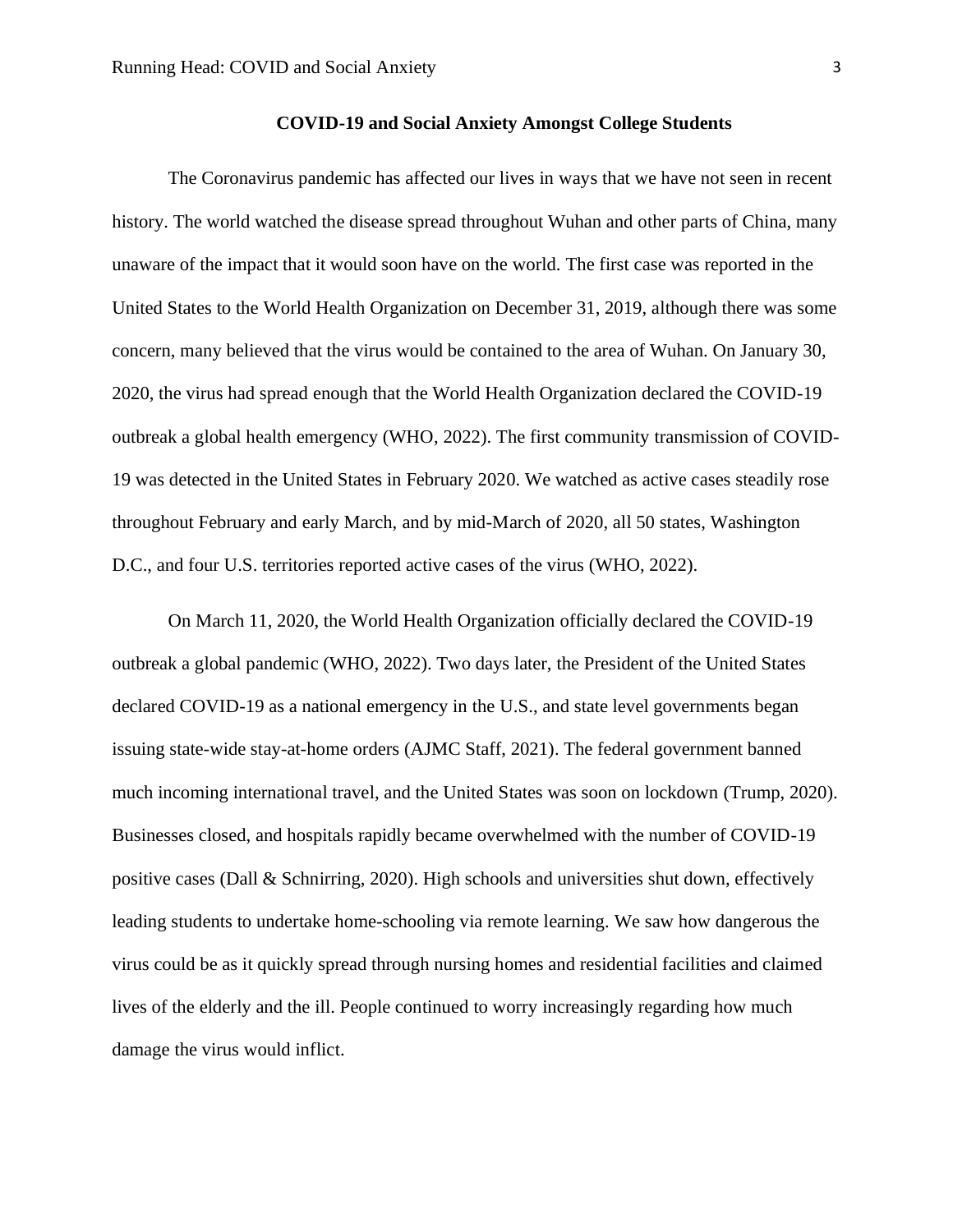**COVID-19 and Social Anxiety Amongst College Students**

The Coronavirus pandemic has affected our lives in ways that we have not seen in recent history. The world watched the disease spread throughout Wuhan and other parts of China, many unaware of the impact that it would soon have on the world. The first case was reported in the United States to the World Health Organization on December 31, 2019, although there was some concern, many believed that the virus would be contained to the area of Wuhan. On January 30, 2020, the virus had spread enough that the World Health Organization declared the COVID-19 outbreak a global health emergency (WHO, 2022). The first community transmission of COVID-19 was detected in the United States in February 2020. We watched as active cases steadily rose throughout February and early March, and by mid-March of 2020, all 50 states, Washington D.C., and four U.S. territories reported active cases of the virus (WHO, 2022).

On March 11, 2020, the World Health Organization officially declared the COVID-19 outbreak a global pandemic (WHO, 2022). Two days later, the President of the United States declared COVID-19 as a national emergency in the U.S., and state level governments began issuing state-wide stay-at-home orders (AJMC Staff, 2021). The federal government banned much incoming international travel, and the United States was soon on lockdown (Trump, 2020). Businesses closed, and hospitals rapidly became overwhelmed with the number of COVID-19 positive cases (Dall & Schnirring, 2020). High schools and universities shut down, effectively leading students to undertake home-schooling via remote learning. We saw how dangerous the virus could be as it quickly spread through nursing homes and residential facilities and claimed lives of the elderly and the ill. People continued to worry increasingly regarding how much damage the virus would inflict.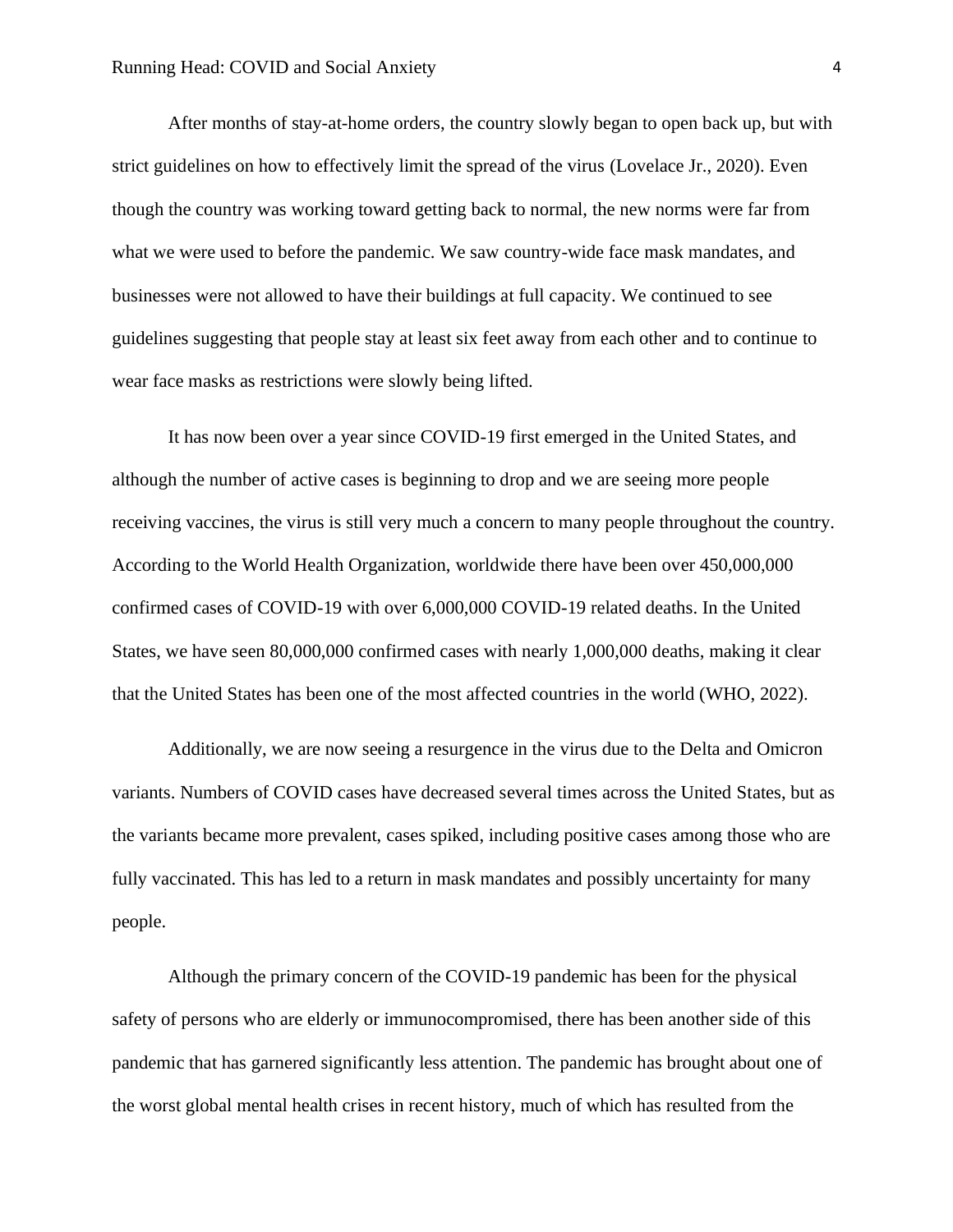After months of stay-at-home orders, the country slowly began to open back up, but with strict guidelines on how to effectively limit the spread of the virus (Lovelace Jr., 2020). Even though the country was working toward getting back to normal, the new norms were far from what we were used to before the pandemic. We saw country-wide face mask mandates, and businesses were not allowed to have their buildings at full capacity. We continued to see guidelines suggesting that people stay at least six feet away from each other and to continue to wear face masks as restrictions were slowly being lifted.

It has now been over a year since COVID-19 first emerged in the United States, and although the number of active cases is beginning to drop and we are seeing more people receiving vaccines, the virus is still very much a concern to many people throughout the country. According to the World Health Organization, worldwide there have been over 450,000,000 confirmed cases of COVID-19 with over 6,000,000 COVID-19 related deaths. In the United States, we have seen 80,000,000 confirmed cases with nearly 1,000,000 deaths, making it clear that the United States has been one of the most affected countries in the world (WHO, 2022).

Additionally, we are now seeing a resurgence in the virus due to the Delta and Omicron variants. Numbers of COVID cases have decreased several times across the United States, but as the variants became more prevalent, cases spiked, including positive cases among those who are fully vaccinated. This has led to a return in mask mandates and possibly uncertainty for many people.

Although the primary concern of the COVID-19 pandemic has been for the physical safety of persons who are elderly or immunocompromised, there has been another side of this pandemic that has garnered significantly less attention. The pandemic has brought about one of the worst global mental health crises in recent history, much of which has resulted from the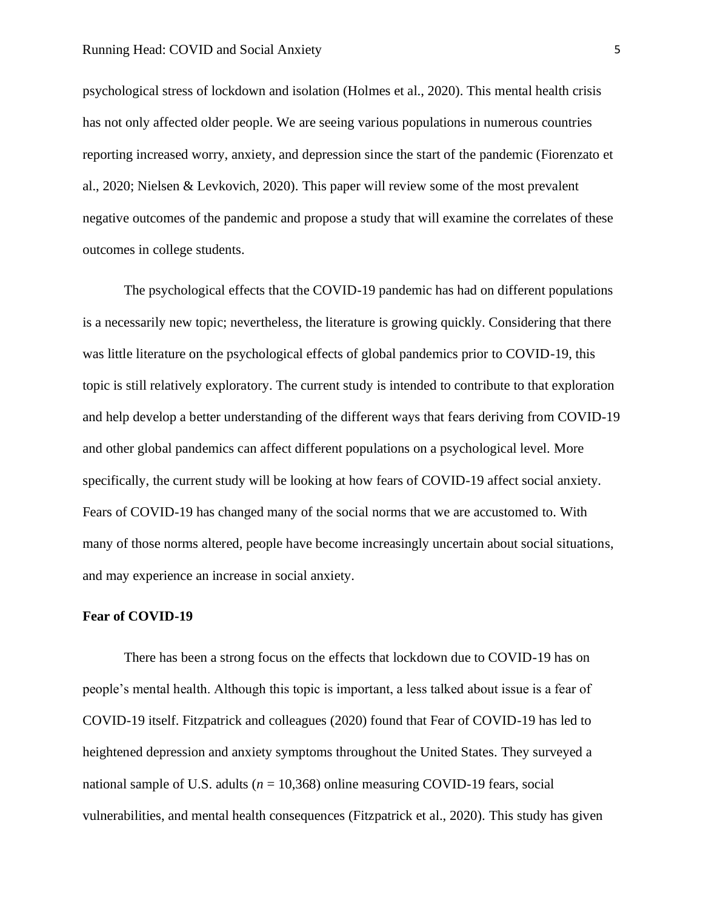psychological stress of lockdown and isolation (Holmes et al., 2020). This mental health crisis has not only affected older people. We are seeing various populations in numerous countries reporting increased worry, anxiety, and depression since the start of the pandemic (Fiorenzato et al., 2020; Nielsen & Levkovich, 2020). This paper will review some of the most prevalent negative outcomes of the pandemic and propose a study that will examine the correlates of these outcomes in college students.

The psychological effects that the COVID-19 pandemic has had on different populations is a necessarily new topic; nevertheless, the literature is growing quickly. Considering that there was little literature on the psychological effects of global pandemics prior to COVID-19, this topic is still relatively exploratory. The current study is intended to contribute to that exploration and help develop a better understanding of the different ways that fears deriving from COVID-19 and other global pandemics can affect different populations on a psychological level. More specifically, the current study will be looking at how fears of COVID-19 affect social anxiety. Fears of COVID-19 has changed many of the social norms that we are accustomed to. With many of those norms altered, people have become increasingly uncertain about social situations, and may experience an increase in social anxiety.

**Fear of COVID-19**

There has been a strong focus on the effects that lockdown due to COVID-19 has on people's mental health. Although this topic is important, a less talked about issue is a fear of COVID-19 itself. Fitzpatrick and colleagues (2020) found that Fear of COVID-19 has led to heightened depression and anxiety symptoms throughout the United States. They surveyed a national sample of U.S. adults ($n$ = 10,368) online measuring COVID-19 fears, social vulnerabilities, and mental health consequences (Fitzpatrick et al., 2020). This study has given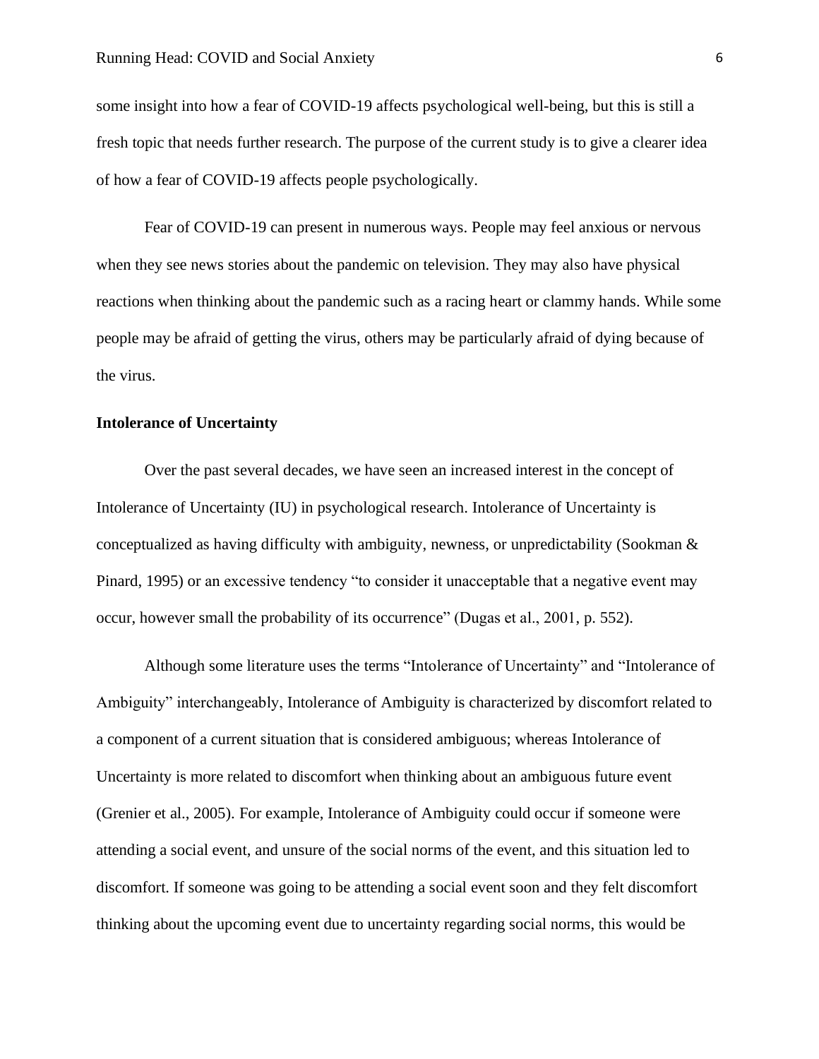some insight into how a fear of COVID-19 affects psychological well-being, but this is still a fresh topic that needs further research. The purpose of the current study is to give a clearer idea of how a fear of COVID-19 affects people psychologically.

Fear of COVID-19 can present in numerous ways. People may feel anxious or nervous when they see news stories about the pandemic on television. They may also have physical reactions when thinking about the pandemic such as a racing heart or clammy hands. While some people may be afraid of getting the virus, others may be particularly afraid of dying because of the virus.

**Intolerance of Uncertainty**

Over the past several decades, we have seen an increased interest in the concept of Intolerance of Uncertainty (IU) in psychological research. Intolerance of Uncertainty is conceptualized as having difficulty with ambiguity, newness, or unpredictability (Sookman & Pinard, 1995) or an excessive tendency "to consider it unacceptable that a negative event may occur, however small the probability of its occurrence" (Dugas et al., 2001, p. 552).

Although some literature uses the terms "Intolerance of Uncertainty" and "Intolerance of Ambiguity" interchangeably, Intolerance of Ambiguity is characterized by discomfort related to a component of a current situation that is considered ambiguous; whereas Intolerance of Uncertainty is more related to discomfort when thinking about an ambiguous future event (Grenier et al., 2005). For example, Intolerance of Ambiguity could occur if someone were attending a social event, and unsure of the social norms of the event, and this situation led to discomfort. If someone was going to be attending a social event soon and they felt discomfort thinking about the upcoming event due to uncertainty regarding social norms, this would be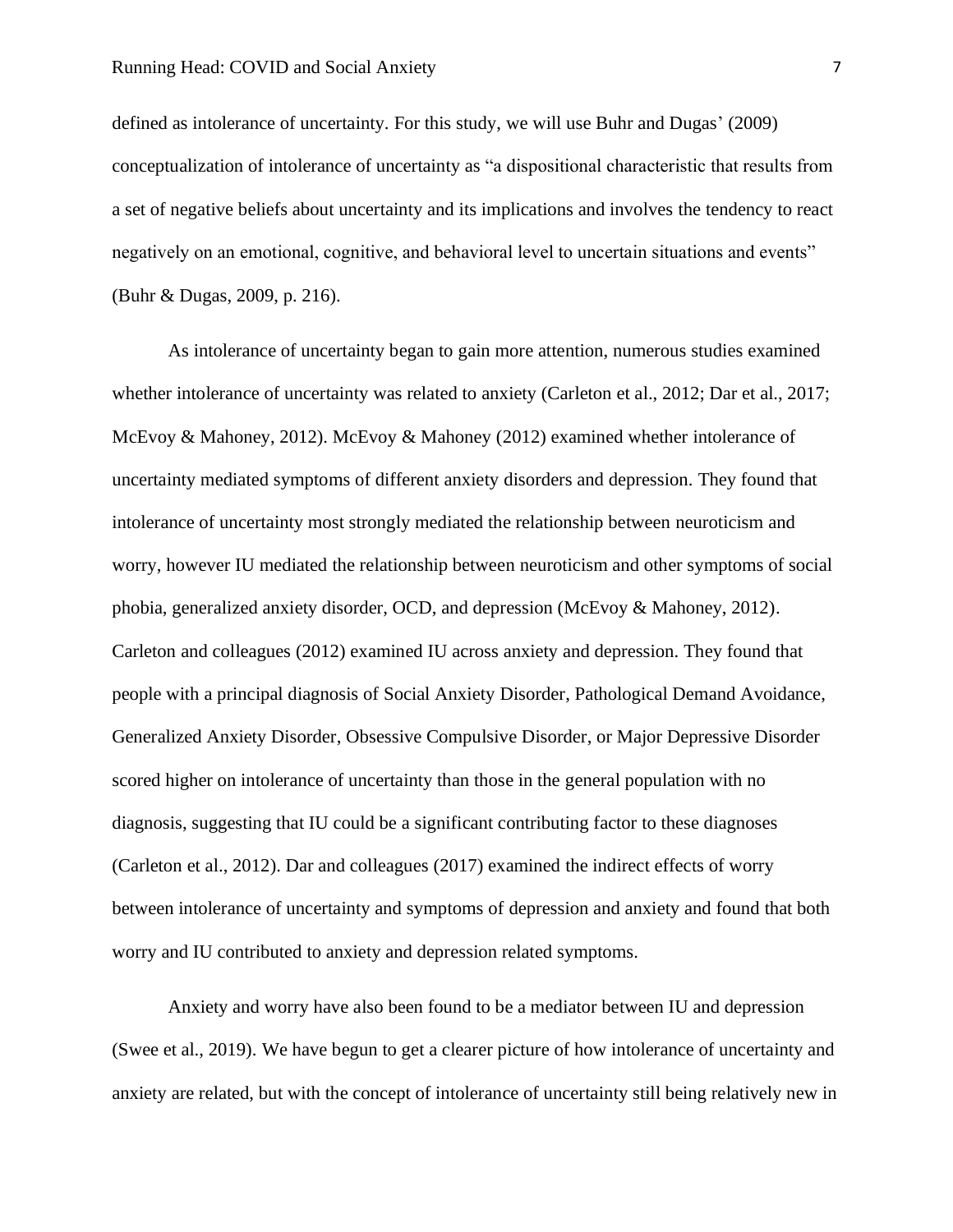defined as intolerance of uncertainty. For this study, we will use Buhr and Dugas' (2009) conceptualization of intolerance of uncertainty as "a dispositional characteristic that results from a set of negative beliefs about uncertainty and its implications and involves the tendency to react negatively on an emotional, cognitive, and behavioral level to uncertain situations and events" (Buhr & Dugas, 2009, p. 216).

As intolerance of uncertainty began to gain more attention, numerous studies examined whether intolerance of uncertainty was related to anxiety (Carleton et al., 2012; Dar et al., 2017; McEvoy & Mahoney, 2012). McEvoy & Mahoney (2012) examined whether intolerance of uncertainty mediated symptoms of different anxiety disorders and depression. They found that intolerance of uncertainty most strongly mediated the relationship between neuroticism and worry, however IU mediated the relationship between neuroticism and other symptoms of social phobia, generalized anxiety disorder, OCD, and depression (McEvoy & Mahoney, 2012). Carleton and colleagues (2012) examined IU across anxiety and depression. They found that people with a principal diagnosis of Social Anxiety Disorder, Pathological Demand Avoidance, Generalized Anxiety Disorder, Obsessive Compulsive Disorder, or Major Depressive Disorder scored higher on intolerance of uncertainty than those in the general population with no diagnosis, suggesting that IU could be a significant contributing factor to these diagnoses (Carleton et al., 2012). Dar and colleagues (2017) examined the indirect effects of worry between intolerance of uncertainty and symptoms of depression and anxiety and found that both worry and IU contributed to anxiety and depression related symptoms.

Anxiety and worry have also been found to be a mediator between IU and depression (Swee et al., 2019). We have begun to get a clearer picture of how intolerance of uncertainty and anxiety are related, but with the concept of intolerance of uncertainty still being relatively new in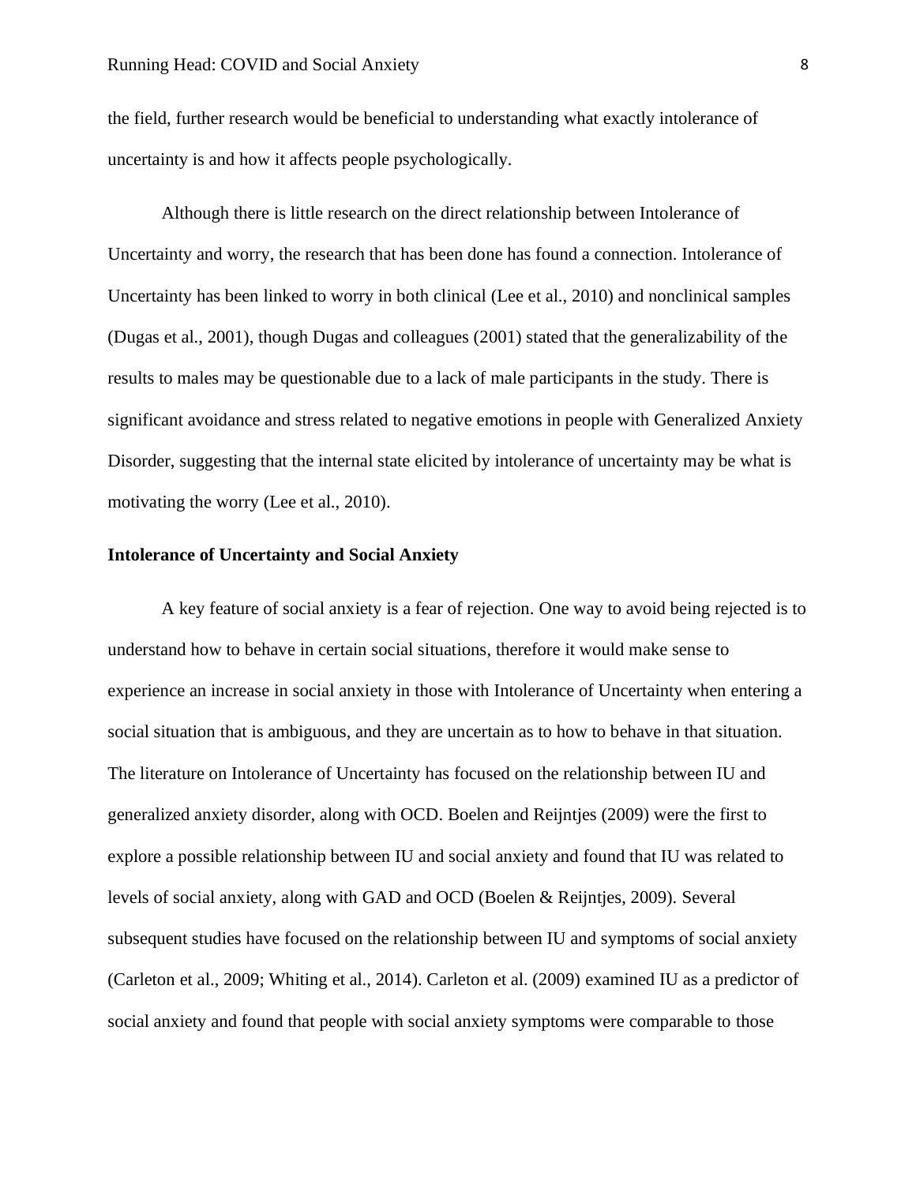the field, further research would be beneficial to understanding what exactly intolerance of uncertainty is and how it affects people psychologically.

Although there is little research on the direct relationship between Intolerance of Uncertainty and worry, the research that has been done has found a connection. Intolerance of Uncertainty has been linked to worry in both clinical (Lee et al., 2010) and nonclinical samples (Dugas et al., 2001), though Dugas and colleagues (2001) stated that the generalizability of the results to males may be questionable due to a lack of male participants in the study. There is significant avoidance and stress related to negative emotions in people with Generalized Anxiety Disorder, suggesting that the internal state elicited by intolerance of uncertainty may be what is motivating the worry (Lee et al., 2010).

## Intolerance of Uncertainty and Social Anxiety

A key feature of social anxiety is a fear of rejection. One way to avoid being rejected is to understand how to behave in certain social situations, therefore it would make sense to experience an increase in social anxiety in those with Intolerance of Uncertainty when entering a social situation that is ambiguous, and they are uncertain as to how to behave in that situation. The literature on Intolerance of Uncertainty has focused on the relationship between IU and generalized anxiety disorder, along with OCD. Boelen and Reijntjes (2009) were the first to explore a possible relationship between IU and social anxiety and found that IU was related to levels of social anxiety, along with GAD and OCD (Boelen & Reijntjes, 2009). Several subsequent studies have focused on the relationship between IU and symptoms of social anxiety (Carleton et al., 2009; Whiting et al., 2014). Carleton et al. (2009) examined IU as a predictor of social anxiety and found that people with social anxiety symptoms were comparable to those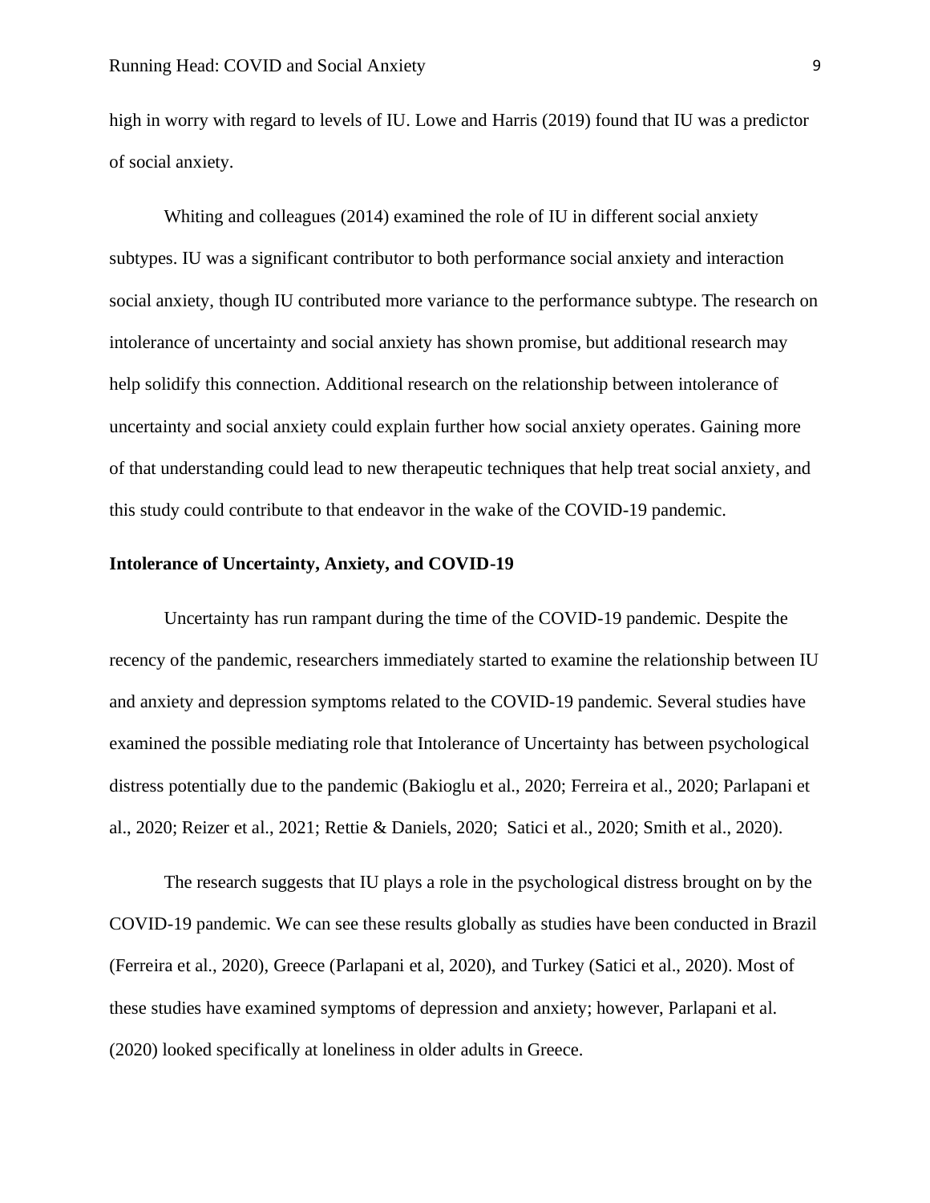high in worry with regard to levels of IU. Lowe and Harris (2019) found that IU was a predictor of social anxiety.

Whiting and colleagues (2014) examined the role of IU in different social anxiety subtypes. IU was a significant contributor to both performance social anxiety and interaction social anxiety, though IU contributed more variance to the performance subtype. The research on intolerance of uncertainty and social anxiety has shown promise, but additional research may help solidify this connection. Additional research on the relationship between intolerance of uncertainty and social anxiety could explain further how social anxiety operates. Gaining more of that understanding could lead to new therapeutic techniques that help treat social anxiety, and this study could contribute to that endeavor in the wake of the COVID-19 pandemic.

**Intolerance of Uncertainty, Anxiety, and COVID-19**

Uncertainty has run rampant during the time of the COVID-19 pandemic. Despite the recency of the pandemic, researchers immediately started to examine the relationship between IU and anxiety and depression symptoms related to the COVID-19 pandemic. Several studies have examined the possible mediating role that Intolerance of Uncertainty has between psychological distress potentially due to the pandemic (Bakioglu et al., 2020; Ferreira et al., 2020; Parlapani et al., 2020; Reizer et al., 2021; Rettie & Daniels, 2020; Satici et al., 2020; Smith et al., 2020).

The research suggests that IU plays a role in the psychological distress brought on by the COVID-19 pandemic. We can see these results globally as studies have been conducted in Brazil (Ferreira et al., 2020), Greece (Parlapani et al, 2020), and Turkey (Satici et al., 2020). Most of these studies have examined symptoms of depression and anxiety; however, Parlapani et al. (2020) looked specifically at loneliness in older adults in Greece.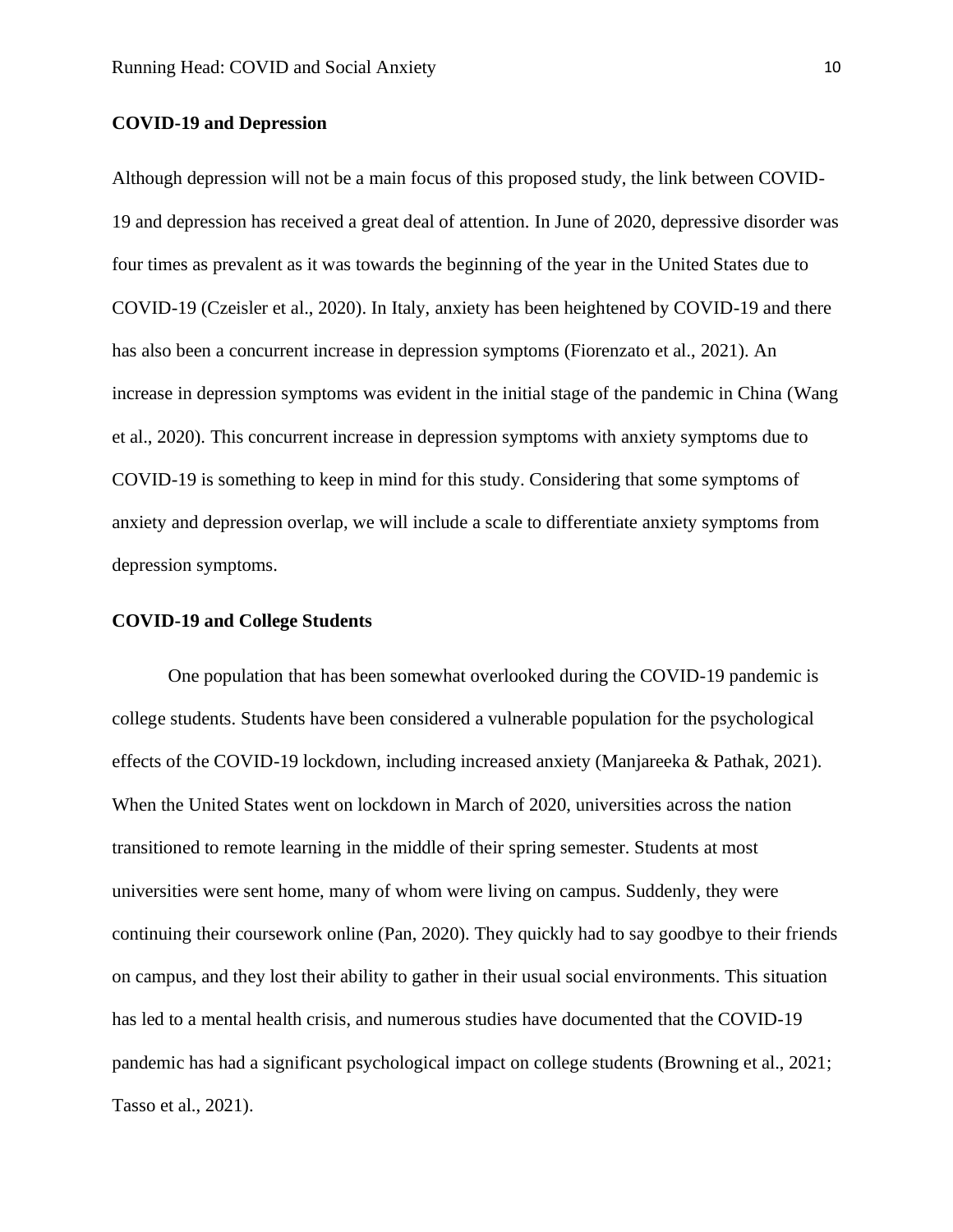## COVID-19 and Depression

Although depression will not be a main focus of this proposed study, the link between COVID-19 and depression has received a great deal of attention. In June of 2020, depressive disorder was four times as prevalent as it was towards the beginning of the year in the United States due to COVID-19 (Czeisler et al., 2020). In Italy, anxiety has been heightened by COVID-19 and there has also been a concurrent increase in depression symptoms (Fiorenzato et al., 2021). An increase in depression symptoms was evident in the initial stage of the pandemic in China (Wang et al., 2020). This concurrent increase in depression symptoms with anxiety symptoms due to COVID-19 is something to keep in mind for this study. Considering that some symptoms of anxiety and depression overlap, we will include a scale to differentiate anxiety symptoms from depression symptoms.

## COVID-19 and College Students

One population that has been somewhat overlooked during the COVID-19 pandemic is college students. Students have been considered a vulnerable population for the psychological effects of the COVID-19 lockdown, including increased anxiety (Manjareeka & Pathak, 2021). When the United States went on lockdown in March of 2020, universities across the nation transitioned to remote learning in the middle of their spring semester. Students at most universities were sent home, many of whom were living on campus. Suddenly, they were continuing their coursework online (Pan, 2020). They quickly had to say goodbye to their friends on campus, and they lost their ability to gather in their usual social environments. This situation has led to a mental health crisis, and numerous studies have documented that the COVID-19 pandemic has had a significant psychological impact on college students (Browning et al., 2021; Tasso et al., 2021).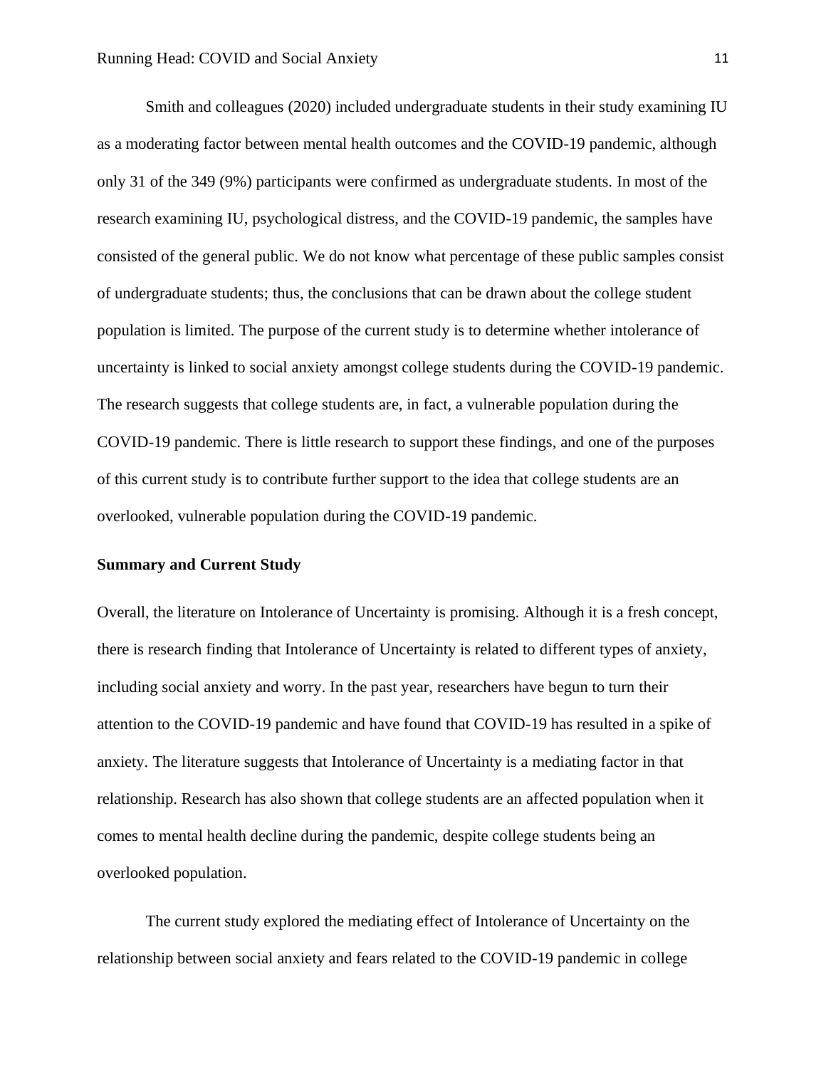Smith and colleagues (2020) included undergraduate students in their study examining IU as a moderating factor between mental health outcomes and the COVID-19 pandemic, although only 31 of the 349 (9%) participants were confirmed as undergraduate students. In most of the research examining IU, psychological distress, and the COVID-19 pandemic, the samples have consisted of the general public. We do not know what percentage of these public samples consist of undergraduate students; thus, the conclusions that can be drawn about the college student population is limited. The purpose of the current study is to determine whether intolerance of uncertainty is linked to social anxiety amongst college students during the COVID-19 pandemic. The research suggests that college students are, in fact, a vulnerable population during the COVID-19 pandemic. There is little research to support these findings, and one of the purposes of this current study is to contribute further support to the idea that college students are an overlooked, vulnerable population during the COVID-19 pandemic.

**Summary and Current Study**

Overall, the literature on Intolerance of Uncertainty is promising. Although it is a fresh concept, there is research finding that Intolerance of Uncertainty is related to different types of anxiety, including social anxiety and worry. In the past year, researchers have begun to turn their attention to the COVID-19 pandemic and have found that COVID-19 has resulted in a spike of anxiety. The literature suggests that Intolerance of Uncertainty is a mediating factor in that relationship. Research has also shown that college students are an affected population when it comes to mental health decline during the pandemic, despite college students being an overlooked population.

The current study explored the mediating effect of Intolerance of Uncertainty on the relationship between social anxiety and fears related to the COVID-19 pandemic in college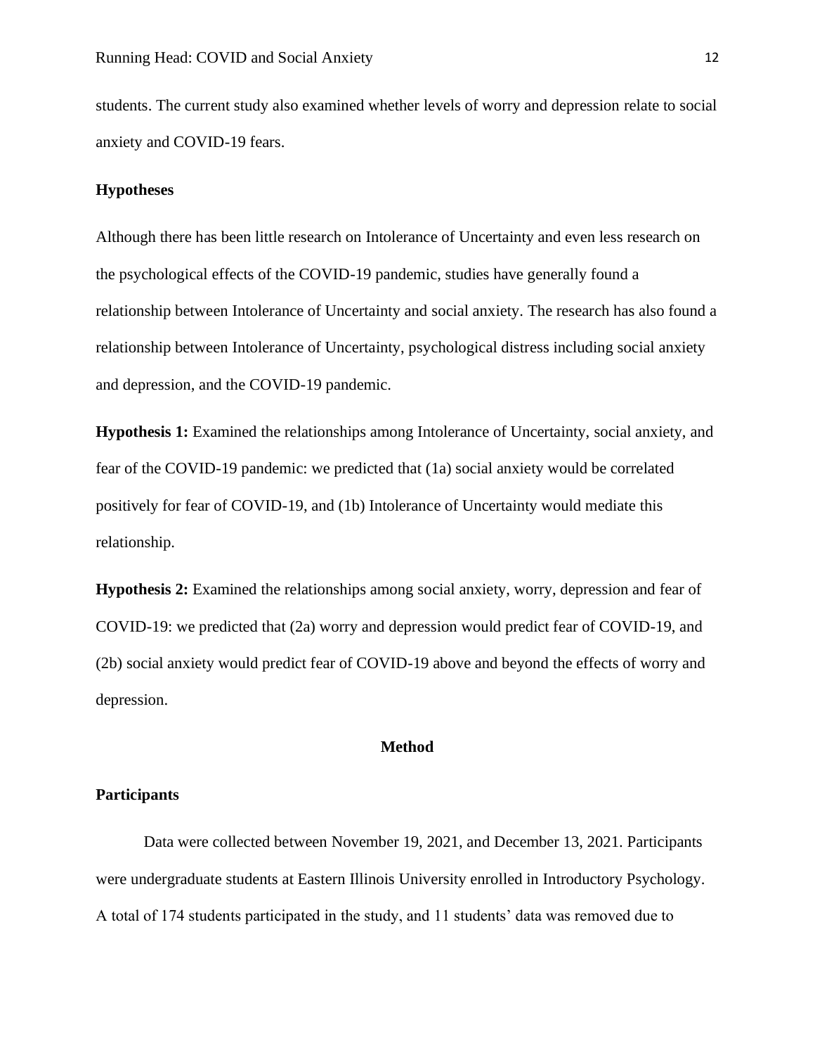students. The current study also examined whether levels of worry and depression relate to social anxiety and COVID-19 fears.

### Hypotheses

Although there has been little research on Intolerance of Uncertainty and even less research on the psychological effects of the COVID-19 pandemic, studies have generally found a relationship between Intolerance of Uncertainty and social anxiety. The research has also found a relationship between Intolerance of Uncertainty, psychological distress including social anxiety and depression, and the COVID-19 pandemic.

**Hypothesis 1:** Examined the relationships among Intolerance of Uncertainty, social anxiety, and fear of the COVID-19 pandemic: we predicted that (1a) social anxiety would be correlated positively for fear of COVID-19, and (1b) Intolerance of Uncertainty would mediate this relationship.

**Hypothesis 2:** Examined the relationships among social anxiety, worry, depression and fear of COVID-19: we predicted that (2a) worry and depression would predict fear of COVID-19, and (2b) social anxiety would predict fear of COVID-19 above and beyond the effects of worry and depression.

## Method

### Participants

Data were collected between November 19, 2021, and December 13, 2021. Participants were undergraduate students at Eastern Illinois University enrolled in Introductory Psychology. A total of 174 students participated in the study, and 11 students' data was removed due to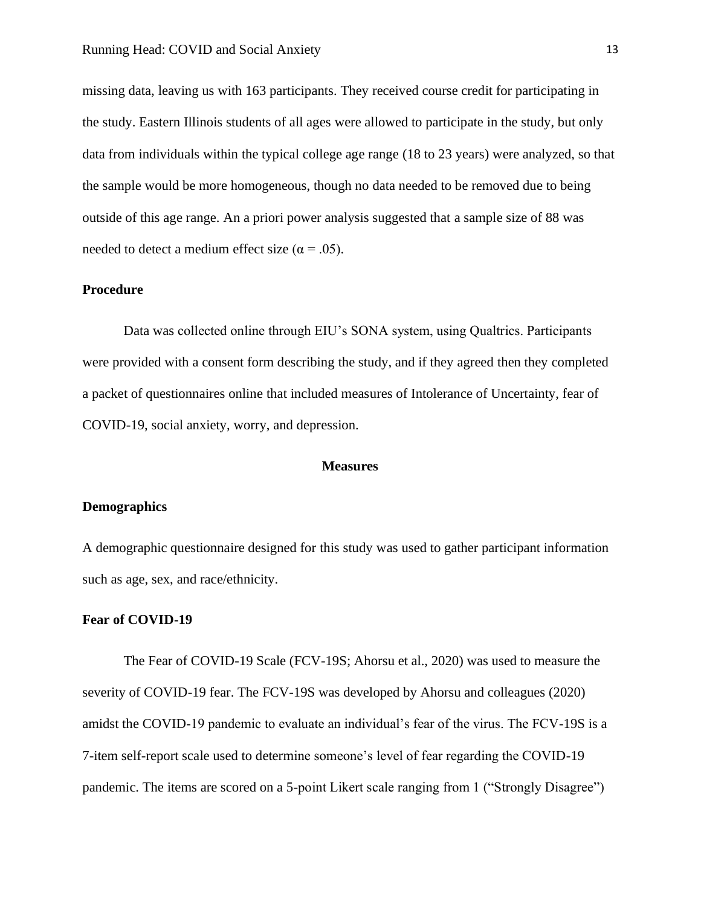missing data, leaving us with 163 participants. They received course credit for participating in the study. Eastern Illinois students of all ages were allowed to participate in the study, but only data from individuals within the typical college age range (18 to 23 years) were analyzed, so that the sample would be more homogeneous, though no data needed to be removed due to being outside of this age range. An a priori power analysis suggested that a sample size of 88 was needed to detect a medium effect size ($\alpha = .05$).

**Procedure**

Data was collected online through EIU's SONA system, using Qualtrics. Participants were provided with a consent form describing the study, and if they agreed then they completed a packet of questionnaires online that included measures of Intolerance of Uncertainty, fear of COVID-19, social anxiety, worry, and depression.

## Measures

**Demographics**

A demographic questionnaire designed for this study was used to gather participant information such as age, sex, and race/ethnicity.

**Fear of COVID-19**

The Fear of COVID-19 Scale (FCV-19S; Ahorsu et al., 2020) was used to measure the severity of COVID-19 fear. The FCV-19S was developed by Ahorsu and colleagues (2020) amidst the COVID-19 pandemic to evaluate an individual's fear of the virus. The FCV-19S is a 7-item self-report scale used to determine someone's level of fear regarding the COVID-19 pandemic. The items are scored on a 5-point Likert scale ranging from 1 ("Strongly Disagree")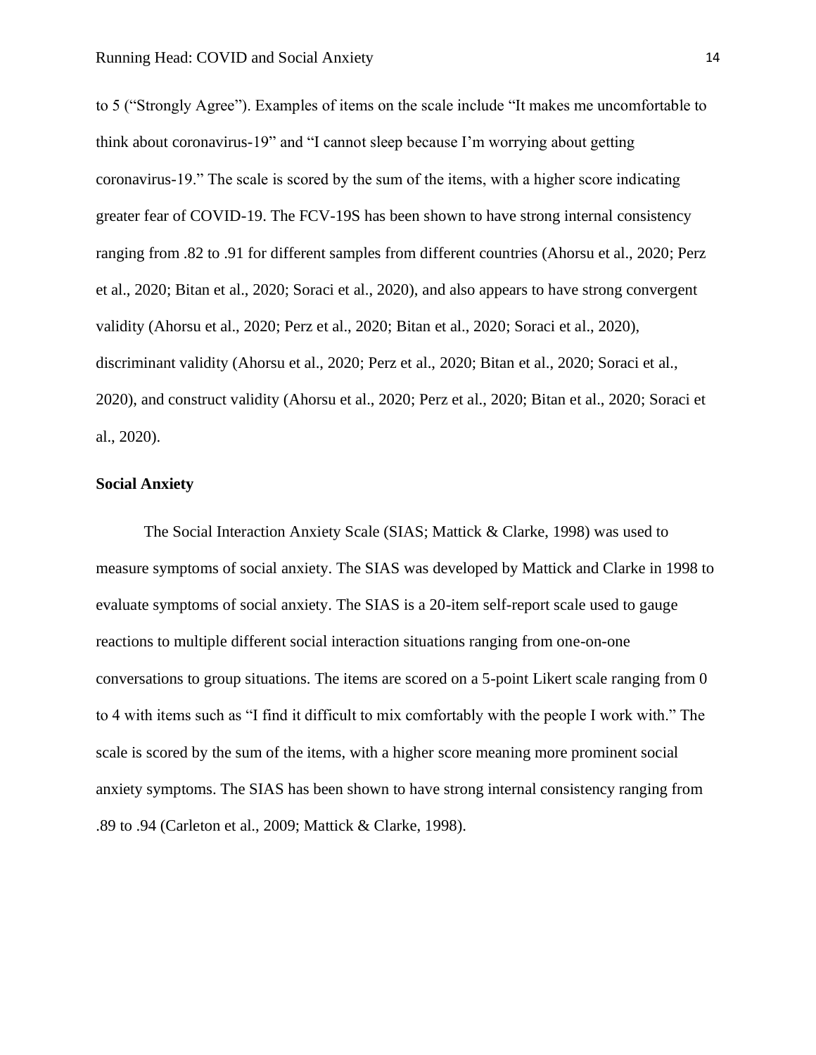to 5 (“Strongly Agree”). Examples of items on the scale include “It makes me uncomfortable to think about coronavirus-19” and “I cannot sleep because I’m worrying about getting coronavirus-19.” The scale is scored by the sum of the items, with a higher score indicating greater fear of COVID-19. The FCV-19S has been shown to have strong internal consistency ranging from .82 to .91 for different samples from different countries (Ahorsu et al., 2020; Perz et al., 2020; Bitan et al., 2020; Soraci et al., 2020), and also appears to have strong convergent validity (Ahorsu et al., 2020; Perz et al., 2020; Bitan et al., 2020; Soraci et al., 2020), discriminant validity (Ahorsu et al., 2020; Perz et al., 2020; Bitan et al., 2020; Soraci et al., 2020), and construct validity (Ahorsu et al., 2020; Perz et al., 2020; Bitan et al., 2020; Soraci et al., 2020).

**Social Anxiety**

The Social Interaction Anxiety Scale (SIAS; Mattick & Clarke, 1998) was used to measure symptoms of social anxiety. The SIAS was developed by Mattick and Clarke in 1998 to evaluate symptoms of social anxiety. The SIAS is a 20-item self-report scale used to gauge reactions to multiple different social interaction situations ranging from one-on-one conversations to group situations. The items are scored on a 5-point Likert scale ranging from 0 to 4 with items such as “I find it difficult to mix comfortably with the people I work with.” The scale is scored by the sum of the items, with a higher score meaning more prominent social anxiety symptoms. The SIAS has been shown to have strong internal consistency ranging from .89 to .94 (Carleton et al., 2009; Mattick & Clarke, 1998).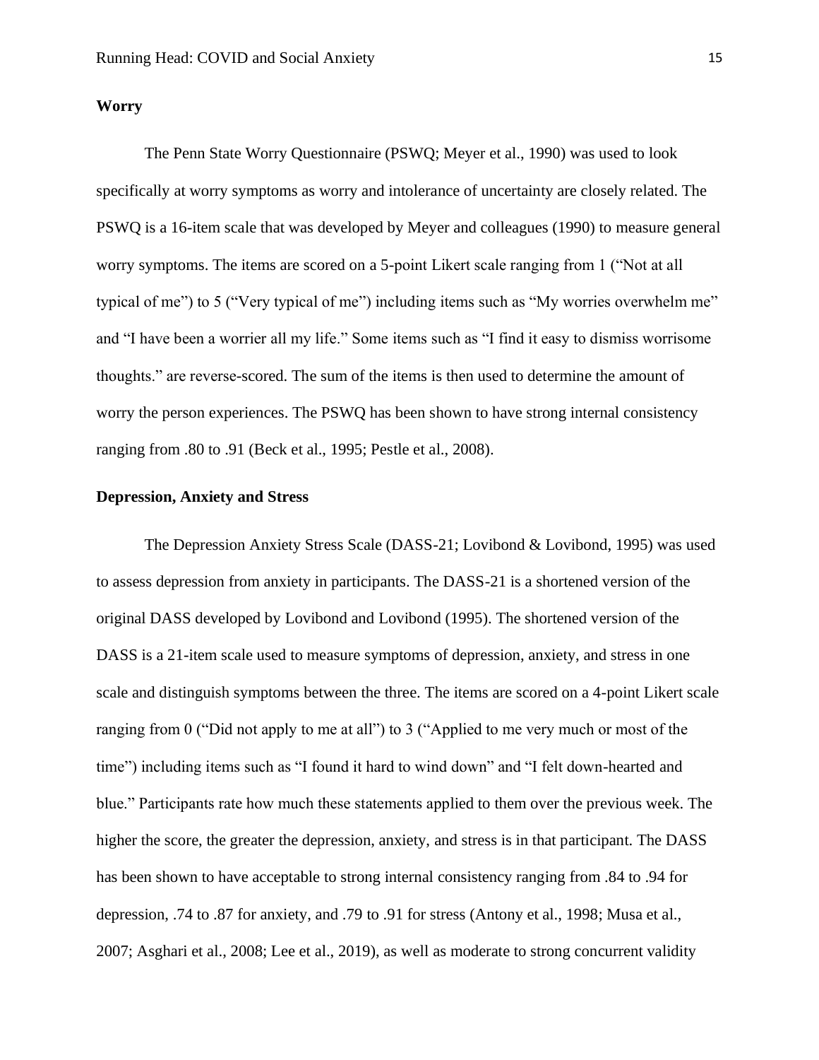## Worry

The Penn State Worry Questionnaire (PSWQ; Meyer et al., 1990) was used to look specifically at worry symptoms as worry and intolerance of uncertainty are closely related. The PSWQ is a 16-item scale that was developed by Meyer and colleagues (1990) to measure general worry symptoms. The items are scored on a 5-point Likert scale ranging from 1 ("Not at all typical of me") to 5 ("Very typical of me") including items such as "My worries overwhelm me" and "I have been a worrier all my life." Some items such as "I find it easy to dismiss worrisome thoughts." are reverse-scored. The sum of the items is then used to determine the amount of worry the person experiences. The PSWQ has been shown to have strong internal consistency ranging from .80 to .91 (Beck et al., 1995; Pestle et al., 2008).

## Depression, Anxiety and Stress

The Depression Anxiety Stress Scale (DASS-21; Lovibond & Lovibond, 1995) was used to assess depression from anxiety in participants. The DASS-21 is a shortened version of the original DASS developed by Lovibond and Lovibond (1995). The shortened version of the DASS is a 21-item scale used to measure symptoms of depression, anxiety, and stress in one scale and distinguish symptoms between the three. The items are scored on a 4-point Likert scale ranging from 0 ("Did not apply to me at all") to 3 ("Applied to me very much or most of the time") including items such as "I found it hard to wind down" and "I felt down-hearted and blue." Participants rate how much these statements applied to them over the previous week. The higher the score, the greater the depression, anxiety, and stress is in that participant. The DASS has been shown to have acceptable to strong internal consistency ranging from .84 to .94 for depression, .74 to .87 for anxiety, and .79 to .91 for stress (Antony et al., 1998; Musa et al., 2007; Asghari et al., 2008; Lee et al., 2019), as well as moderate to strong concurrent validity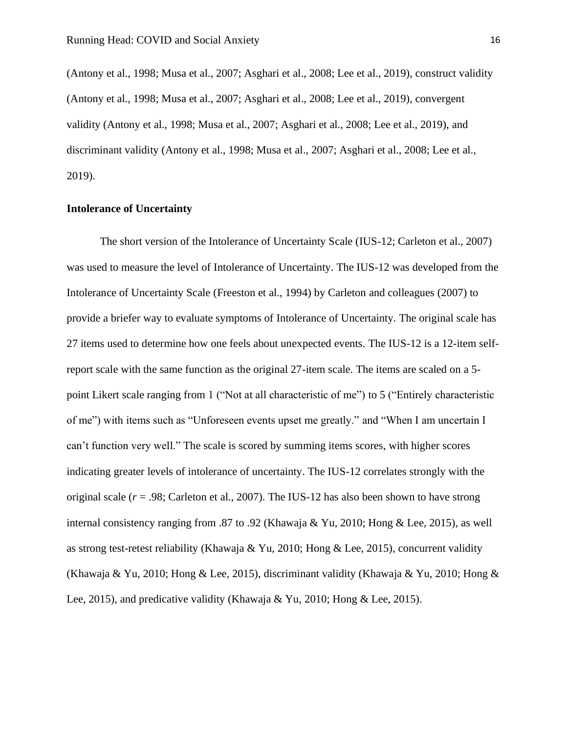(Antony et al., 1998; Musa et al., 2007; Asghari et al., 2008; Lee et al., 2019), construct validity (Antony et al., 1998; Musa et al., 2007; Asghari et al., 2008; Lee et al., 2019), convergent validity (Antony et al., 1998; Musa et al., 2007; Asghari et al., 2008; Lee et al., 2019), and discriminant validity (Antony et al., 1998; Musa et al., 2007; Asghari et al., 2008; Lee et al., 2019).

**Intolerance of Uncertainty**

The short version of the Intolerance of Uncertainty Scale (IUS-12; Carleton et al., 2007) was used to measure the level of Intolerance of Uncertainty. The IUS-12 was developed from the Intolerance of Uncertainty Scale (Freeston et al., 1994) by Carleton and colleagues (2007) to provide a briefer way to evaluate symptoms of Intolerance of Uncertainty. The original scale has 27 items used to determine how one feels about unexpected events. The IUS-12 is a 12-item self-report scale with the same function as the original 27-item scale. The items are scaled on a 5-point Likert scale ranging from 1 ("Not at all characteristic of me") to 5 ("Entirely characteristic of me") with items such as "Unforeseen events upset me greatly." and "When I am uncertain I can't function very well." The scale is scored by summing items scores, with higher scores indicating greater levels of intolerance of uncertainty. The IUS-12 correlates strongly with the original scale ($r$ = .98; Carleton et al., 2007). The IUS-12 has also been shown to have strong internal consistency ranging from .87 to .92 (Khawaja & Yu, 2010; Hong & Lee, 2015), as well as strong test-retest reliability (Khawaja & Yu, 2010; Hong & Lee, 2015), concurrent validity (Khawaja & Yu, 2010; Hong & Lee, 2015), discriminant validity (Khawaja & Yu, 2010; Hong & Lee, 2015), and predicative validity (Khawaja & Yu, 2010; Hong & Lee, 2015).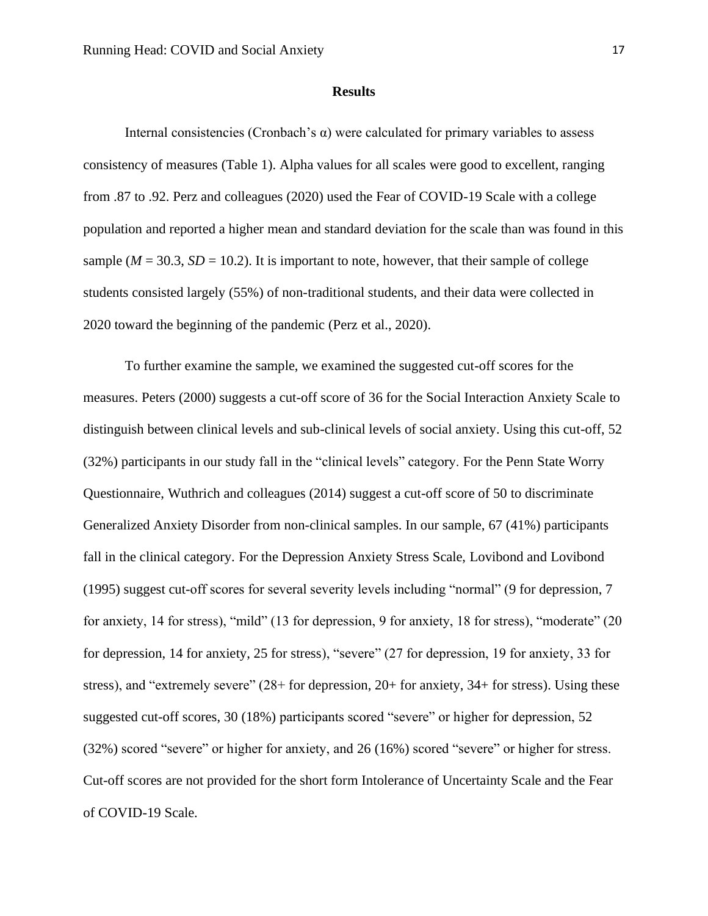## Results

Internal consistencies (Cronbach's α) were calculated for primary variables to assess consistency of measures (Table 1). Alpha values for all scales were good to excellent, ranging from .87 to .92. Perz and colleagues (2020) used the Fear of COVID-19 Scale with a college population and reported a higher mean and standard deviation for the scale than was found in this sample (*M* = 30.3, *SD* = 10.2). It is important to note, however, that their sample of college students consisted largely (55%) of non-traditional students, and their data were collected in 2020 toward the beginning of the pandemic (Perz et al., 2020).

To further examine the sample, we examined the suggested cut-off scores for the measures. Peters (2000) suggests a cut-off score of 36 for the Social Interaction Anxiety Scale to distinguish between clinical levels and sub-clinical levels of social anxiety. Using this cut-off, 52 (32%) participants in our study fall in the "clinical levels" category. For the Penn State Worry Questionnaire, Wuthrich and colleagues (2014) suggest a cut-off score of 50 to discriminate Generalized Anxiety Disorder from non-clinical samples. In our sample, 67 (41%) participants fall in the clinical category. For the Depression Anxiety Stress Scale, Lovibond and Lovibond (1995) suggest cut-off scores for several severity levels including "normal" (9 for depression, 7 for anxiety, 14 for stress), "mild" (13 for depression, 9 for anxiety, 18 for stress), "moderate" (20 for depression, 14 for anxiety, 25 for stress), "severe" (27 for depression, 19 for anxiety, 33 for stress), and "extremely severe" (28+ for depression, 20+ for anxiety, 34+ for stress). Using these suggested cut-off scores, 30 (18%) participants scored "severe" or higher for depression, 52 (32%) scored "severe" or higher for anxiety, and 26 (16%) scored "severe" or higher for stress. Cut-off scores are not provided for the short form Intolerance of Uncertainty Scale and the Fear of COVID-19 Scale.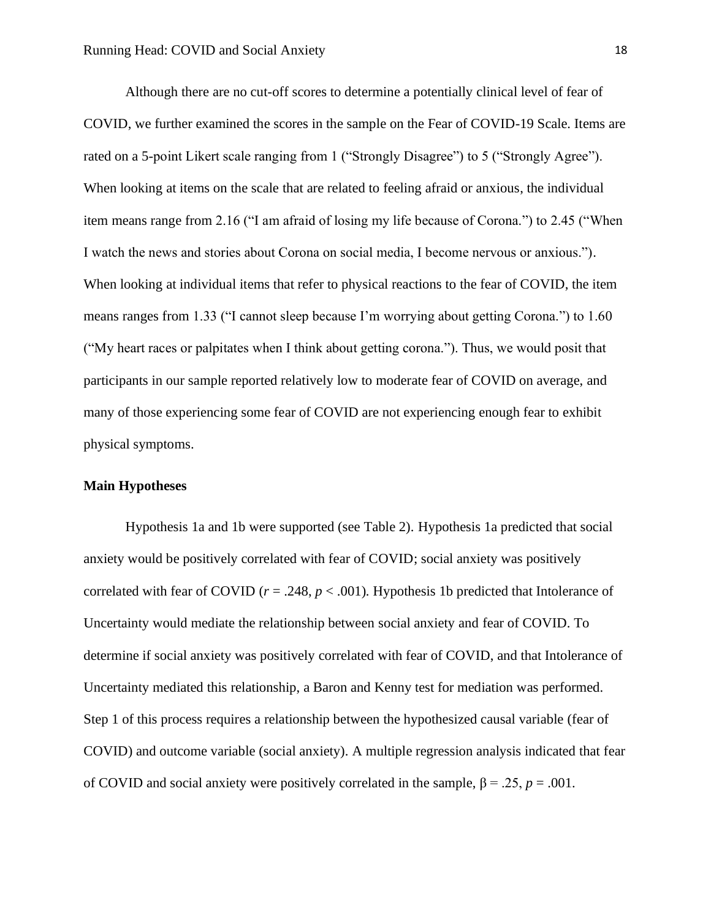Although there are no cut-off scores to determine a potentially clinical level of fear of COVID, we further examined the scores in the sample on the Fear of COVID-19 Scale. Items are rated on a 5-point Likert scale ranging from 1 ("Strongly Disagree") to 5 ("Strongly Agree"). When looking at items on the scale that are related to feeling afraid or anxious, the individual item means range from 2.16 ("I am afraid of losing my life because of Corona.") to 2.45 ("When I watch the news and stories about Corona on social media, I become nervous or anxious."). When looking at individual items that refer to physical reactions to the fear of COVID, the item means ranges from 1.33 ("I cannot sleep because I'm worrying about getting Corona.") to 1.60 ("My heart races or palpitates when I think about getting corona."). Thus, we would posit that participants in our sample reported relatively low to moderate fear of COVID on average, and many of those experiencing some fear of COVID are not experiencing enough fear to exhibit physical symptoms.

**Main Hypotheses**

Hypothesis 1a and 1b were supported (see Table 2). Hypothesis 1a predicted that social anxiety would be positively correlated with fear of COVID; social anxiety was positively correlated with fear of COVID ($r = .248$, $p < .001$). Hypothesis 1b predicted that Intolerance of Uncertainty would mediate the relationship between social anxiety and fear of COVID. To determine if social anxiety was positively correlated with fear of COVID, and that Intolerance of Uncertainty mediated this relationship, a Baron and Kenny test for mediation was performed. Step 1 of this process requires a relationship between the hypothesized causal variable (fear of COVID) and outcome variable (social anxiety). A multiple regression analysis indicated that fear of COVID and social anxiety were positively correlated in the sample, $\beta = .25$, $p = .001$.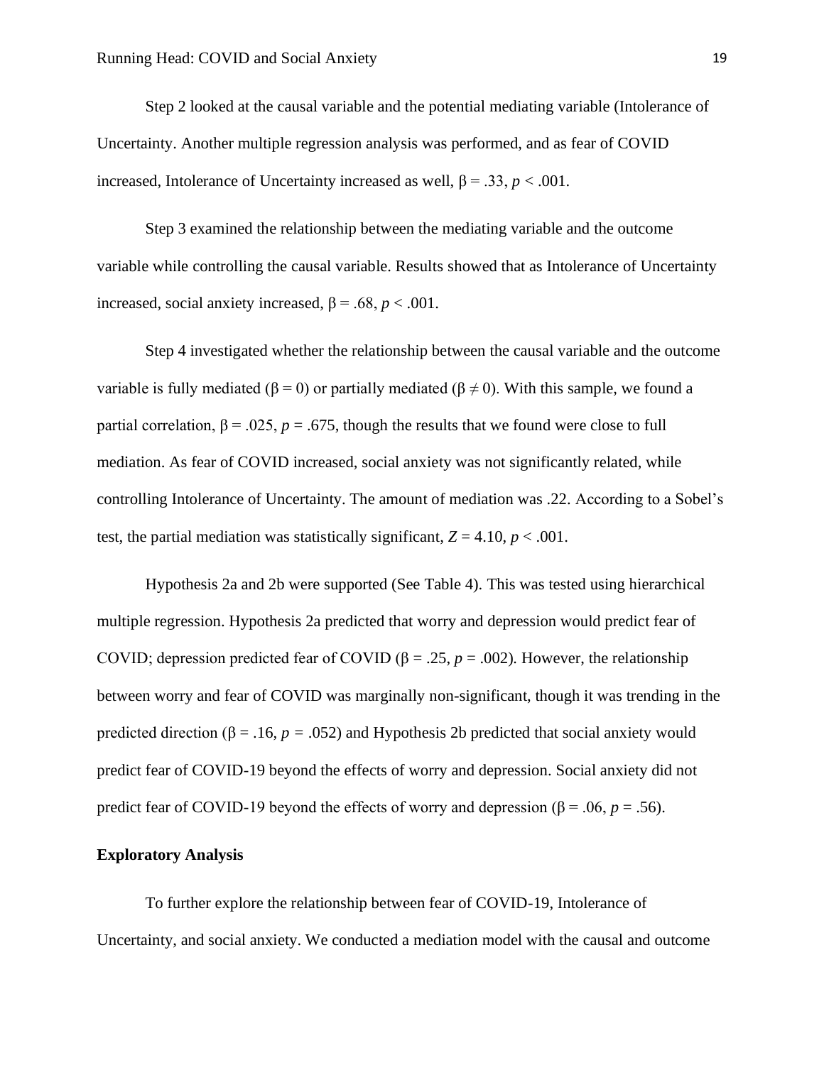Step 2 looked at the causal variable and the potential mediating variable (Intolerance of Uncertainty. Another multiple regression analysis was performed, and as fear of COVID increased, Intolerance of Uncertainty increased as well, $\beta = .33$, $p < .001$.

Step 3 examined the relationship between the mediating variable and the outcome variable while controlling the causal variable. Results showed that as Intolerance of Uncertainty increased, social anxiety increased, $\beta = .68$, $p < .001$.

Step 4 investigated whether the relationship between the causal variable and the outcome variable is fully mediated ($\beta = 0$) or partially mediated ($\beta \neq 0$). With this sample, we found a partial correlation, $\beta = .025$, $p = .675$, though the results that we found were close to full mediation. As fear of COVID increased, social anxiety was not significantly related, while controlling Intolerance of Uncertainty. The amount of mediation was .22. According to a Sobel's test, the partial mediation was statistically significant, $Z = 4.10$, $p < .001$.

Hypothesis 2a and 2b were supported (See Table 4). This was tested using hierarchical multiple regression. Hypothesis 2a predicted that worry and depression would predict fear of COVID; depression predicted fear of COVID ($\beta = .25$, $p = .002$). However, the relationship between worry and fear of COVID was marginally non-significant, though it was trending in the predicted direction ($\beta = .16$, $p = .052$) and Hypothesis 2b predicted that social anxiety would predict fear of COVID-19 beyond the effects of worry and depression. Social anxiety did not predict fear of COVID-19 beyond the effects of worry and depression ($\beta = .06$, $p = .56$).

**Exploratory Analysis**

To further explore the relationship between fear of COVID-19, Intolerance of Uncertainty, and social anxiety. We conducted a mediation model with the causal and outcome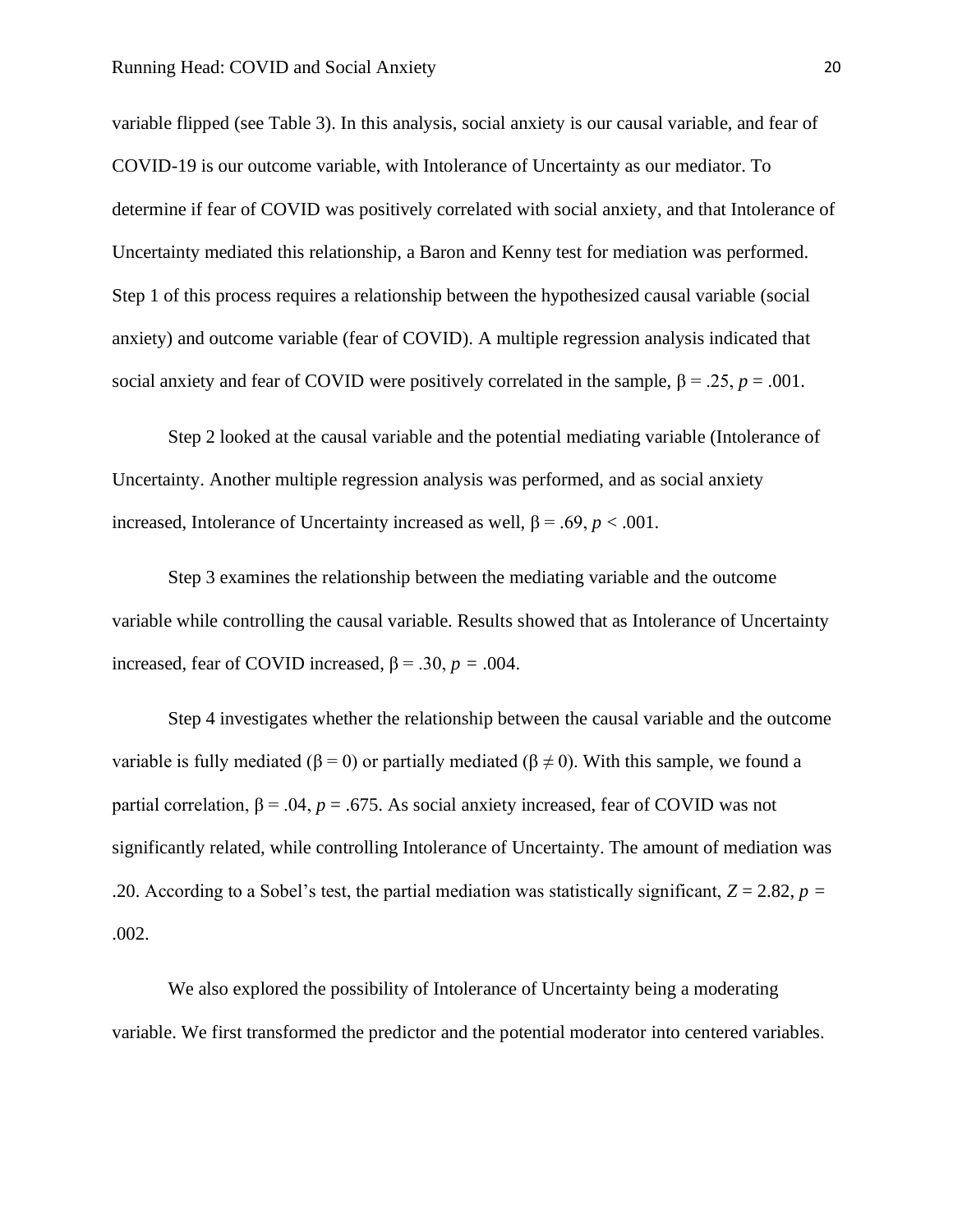variable flipped (see Table 3). In this analysis, social anxiety is our causal variable, and fear of COVID-19 is our outcome variable, with Intolerance of Uncertainty as our mediator. To determine if fear of COVID was positively correlated with social anxiety, and that Intolerance of Uncertainty mediated this relationship, a Baron and Kenny test for mediation was performed. Step 1 of this process requires a relationship between the hypothesized causal variable (social anxiety) and outcome variable (fear of COVID). A multiple regression analysis indicated that social anxiety and fear of COVID were positively correlated in the sample, $\beta = .25$, $p = .001$.

Step 2 looked at the causal variable and the potential mediating variable (Intolerance of Uncertainty. Another multiple regression analysis was performed, and as social anxiety increased, Intolerance of Uncertainty increased as well, $\beta = .69$, $p < .001$.

Step 3 examines the relationship between the mediating variable and the outcome variable while controlling the causal variable. Results showed that as Intolerance of Uncertainty increased, fear of COVID increased, $\beta = .30$, $p = .004$.

Step 4 investigates whether the relationship between the causal variable and the outcome variable is fully mediated ($\beta = 0$) or partially mediated ($\beta \neq 0$). With this sample, we found a partial correlation, $\beta = .04$, $p = .675$. As social anxiety increased, fear of COVID was not significantly related, while controlling Intolerance of Uncertainty. The amount of mediation was .20. According to a Sobel's test, the partial mediation was statistically significant, $Z = 2.82$, $p = .002$.

We also explored the possibility of Intolerance of Uncertainty being a moderating variable. We first transformed the predictor and the potential moderator into centered variables.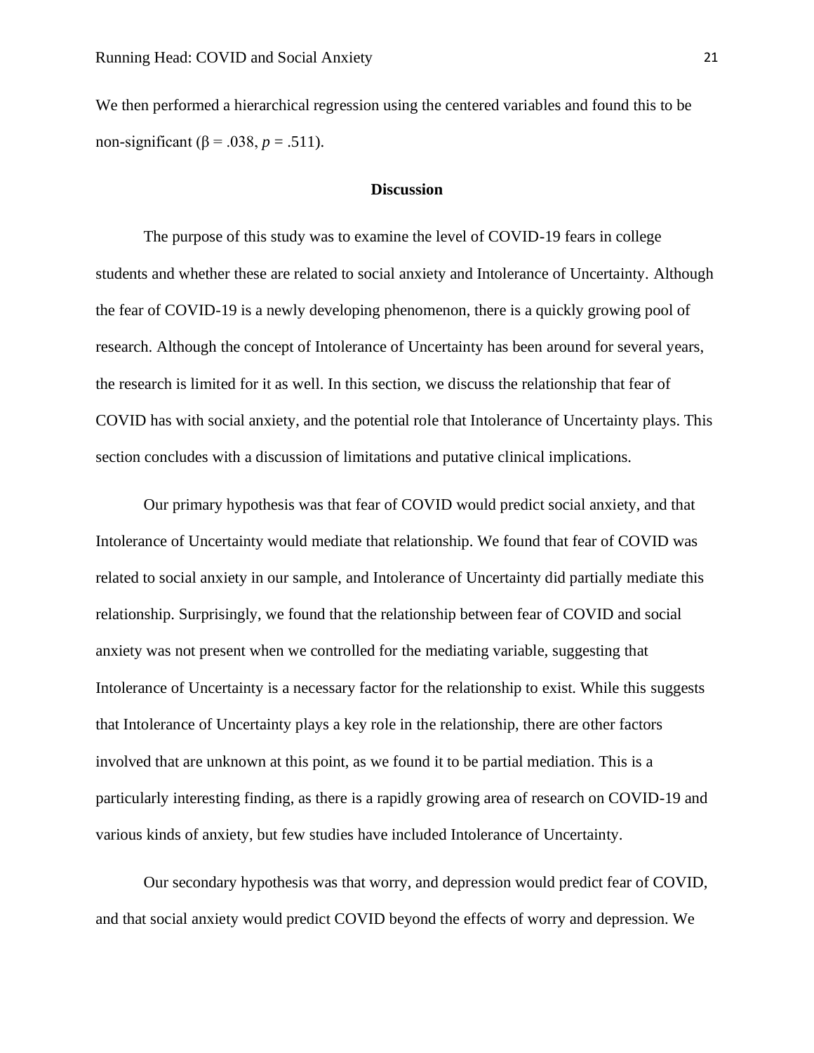We then performed a hierarchical regression using the centered variables and found this to be non-significant ($\beta = .038$, $p = .511$).

## Discussion

The purpose of this study was to examine the level of COVID-19 fears in college students and whether these are related to social anxiety and Intolerance of Uncertainty. Although the fear of COVID-19 is a newly developing phenomenon, there is a quickly growing pool of research. Although the concept of Intolerance of Uncertainty has been around for several years, the research is limited for it as well. In this section, we discuss the relationship that fear of COVID has with social anxiety, and the potential role that Intolerance of Uncertainty plays. This section concludes with a discussion of limitations and putative clinical implications.

Our primary hypothesis was that fear of COVID would predict social anxiety, and that Intolerance of Uncertainty would mediate that relationship. We found that fear of COVID was related to social anxiety in our sample, and Intolerance of Uncertainty did partially mediate this relationship. Surprisingly, we found that the relationship between fear of COVID and social anxiety was not present when we controlled for the mediating variable, suggesting that Intolerance of Uncertainty is a necessary factor for the relationship to exist. While this suggests that Intolerance of Uncertainty plays a key role in the relationship, there are other factors involved that are unknown at this point, as we found it to be partial mediation. This is a particularly interesting finding, as there is a rapidly growing area of research on COVID-19 and various kinds of anxiety, but few studies have included Intolerance of Uncertainty.

Our secondary hypothesis was that worry, and depression would predict fear of COVID, and that social anxiety would predict COVID beyond the effects of worry and depression. We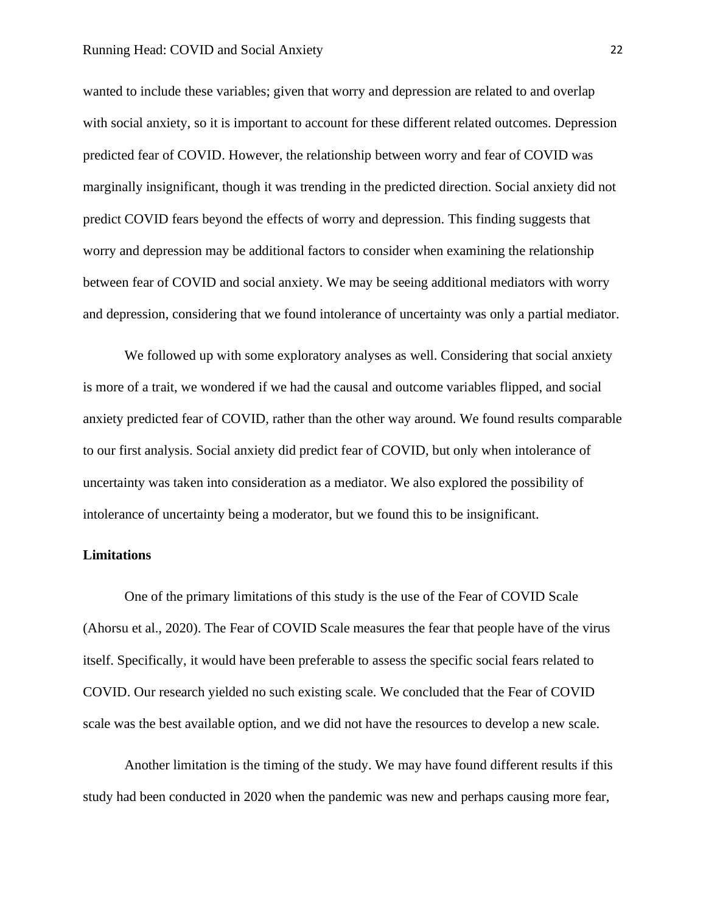wanted to include these variables; given that worry and depression are related to and overlap with social anxiety, so it is important to account for these different related outcomes. Depression predicted fear of COVID. However, the relationship between worry and fear of COVID was marginally insignificant, though it was trending in the predicted direction. Social anxiety did not predict COVID fears beyond the effects of worry and depression. This finding suggests that worry and depression may be additional factors to consider when examining the relationship between fear of COVID and social anxiety. We may be seeing additional mediators with worry and depression, considering that we found intolerance of uncertainty was only a partial mediator.

We followed up with some exploratory analyses as well. Considering that social anxiety is more of a trait, we wondered if we had the causal and outcome variables flipped, and social anxiety predicted fear of COVID, rather than the other way around. We found results comparable to our first analysis. Social anxiety did predict fear of COVID, but only when intolerance of uncertainty was taken into consideration as a mediator. We also explored the possibility of intolerance of uncertainty being a moderator, but we found this to be insignificant.

## Limitations

One of the primary limitations of this study is the use of the Fear of COVID Scale (Ahorsu et al., 2020). The Fear of COVID Scale measures the fear that people have of the virus itself. Specifically, it would have been preferable to assess the specific social fears related to COVID. Our research yielded no such existing scale. We concluded that the Fear of COVID scale was the best available option, and we did not have the resources to develop a new scale.

Another limitation is the timing of the study. We may have found different results if this study had been conducted in 2020 when the pandemic was new and perhaps causing more fear,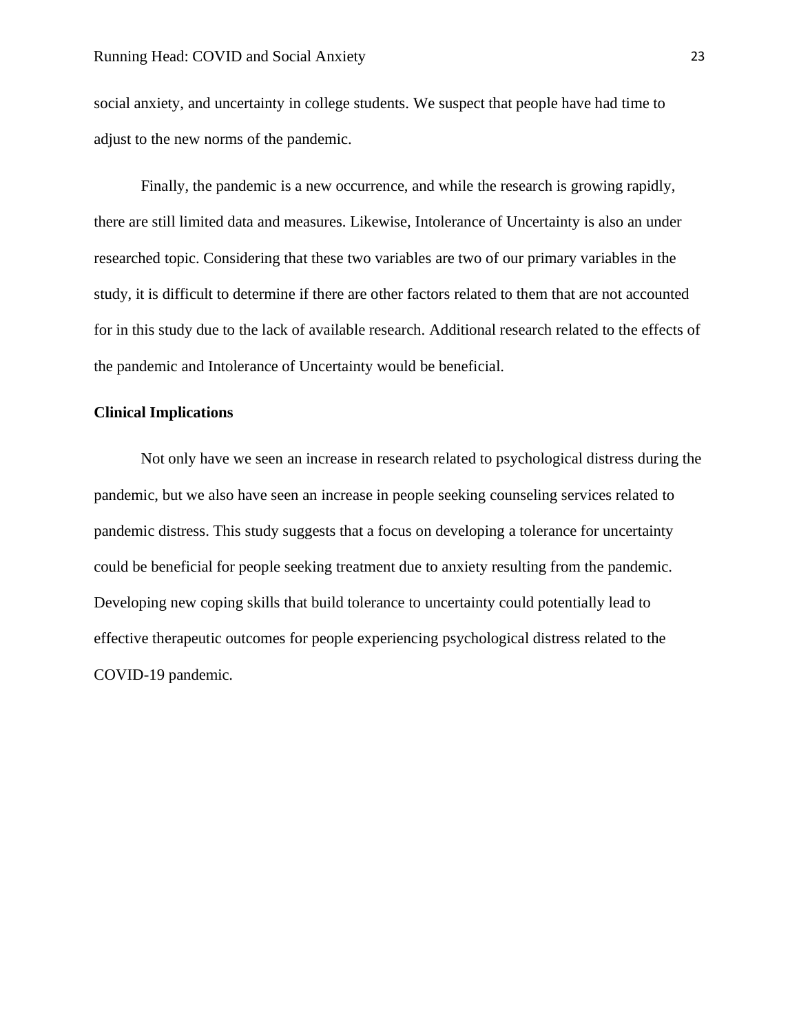social anxiety, and uncertainty in college students. We suspect that people have had time to adjust to the new norms of the pandemic.

Finally, the pandemic is a new occurrence, and while the research is growing rapidly, there are still limited data and measures. Likewise, Intolerance of Uncertainty is also an under researched topic. Considering that these two variables are two of our primary variables in the study, it is difficult to determine if there are other factors related to them that are not accounted for in this study due to the lack of available research. Additional research related to the effects of the pandemic and Intolerance of Uncertainty would be beneficial.

**Clinical Implications**

Not only have we seen an increase in research related to psychological distress during the pandemic, but we also have seen an increase in people seeking counseling services related to pandemic distress. This study suggests that a focus on developing a tolerance for uncertainty could be beneficial for people seeking treatment due to anxiety resulting from the pandemic. Developing new coping skills that build tolerance to uncertainty could potentially lead to effective therapeutic outcomes for people experiencing psychological distress related to the COVID-19 pandemic.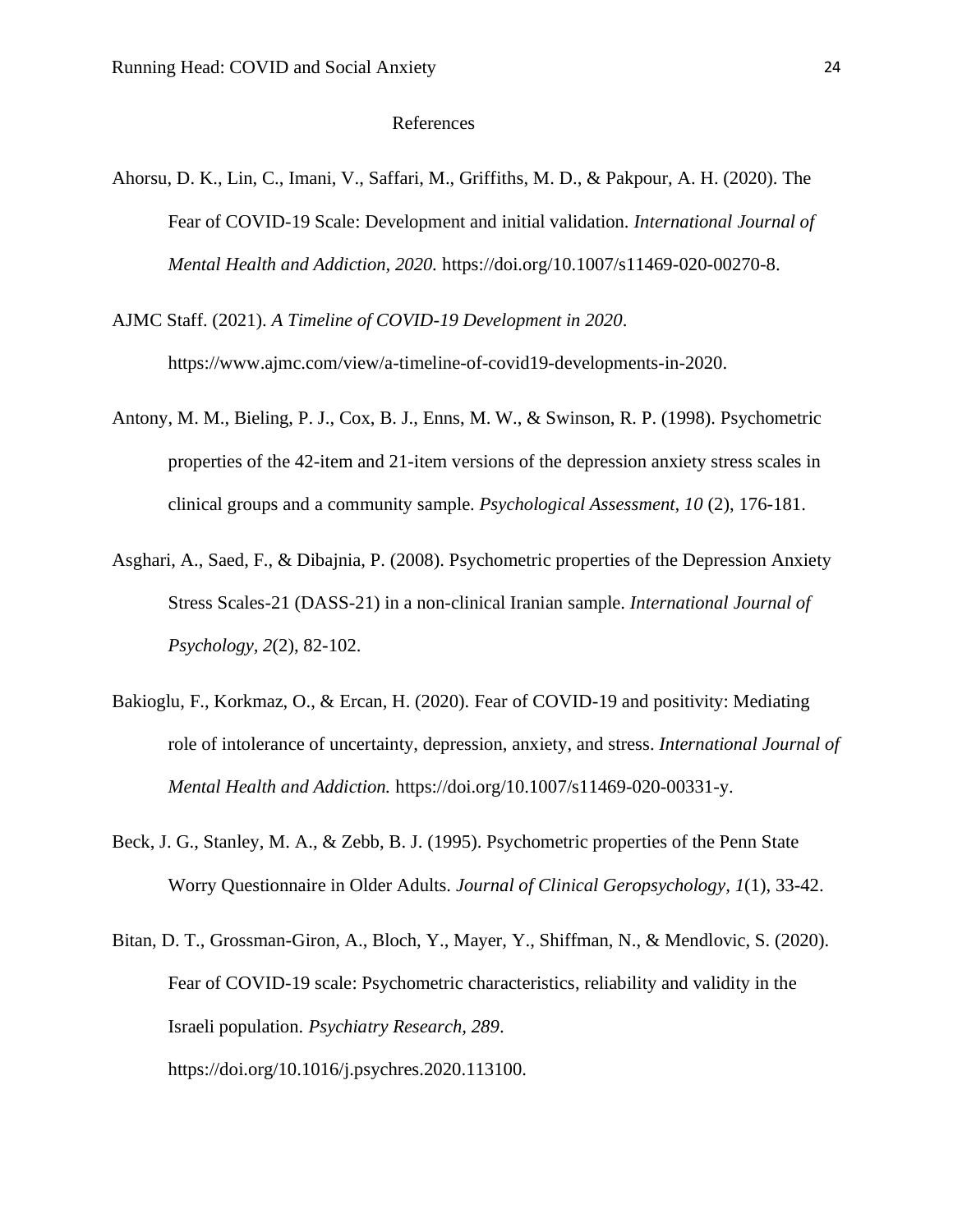# References

Ahorsu, D. K., Lin, C., Imani, V., Saffari, M., Griffiths, M. D., & Pakpour, A. H. (2020). The Fear of COVID-19 Scale: Development and initial validation. *International Journal of Mental Health and Addiction, 2020.* https://doi.org/10.1007/s11469-020-00270-8.

AJMC Staff. (2021). *A Timeline of COVID-19 Development in 2020*. https://www.ajmc.com/view/a-timeline-of-covid19-developments-in-2020.

Antony, M. M., Bieling, P. J., Cox, B. J., Enns, M. W., & Swinson, R. P. (1998). Psychometric properties of the 42-item and 21-item versions of the depression anxiety stress scales in clinical groups and a community sample. *Psychological Assessment, 10* (2), 176-181.

Asghari, A., Saed, F., & Dibajnia, P. (2008). Psychometric properties of the Depression Anxiety Stress Scales-21 (DASS-21) in a non-clinical Iranian sample. *International Journal of Psychology, 2*(2), 82-102.

Bakioglu, F., Korkmaz, O., & Ercan, H. (2020). Fear of COVID-19 and positivity: Mediating role of intolerance of uncertainty, depression, anxiety, and stress. *International Journal of Mental Health and Addiction.* https://doi.org/10.1007/s11469-020-00331-y.

Beck, J. G., Stanley, M. A., & Zebb, B. J. (1995). Psychometric properties of the Penn State Worry Questionnaire in Older Adults. *Journal of Clinical Geropsychology, 1*(1), 33-42.

Bitan, D. T., Grossman-Giron, A., Bloch, Y., Mayer, Y., Shiffman, N., & Mendlovic, S. (2020). Fear of COVID-19 scale: Psychometric characteristics, reliability and validity in the Israeli population. *Psychiatry Research, 289*. https://doi.org/10.1016/j.psychres.2020.113100.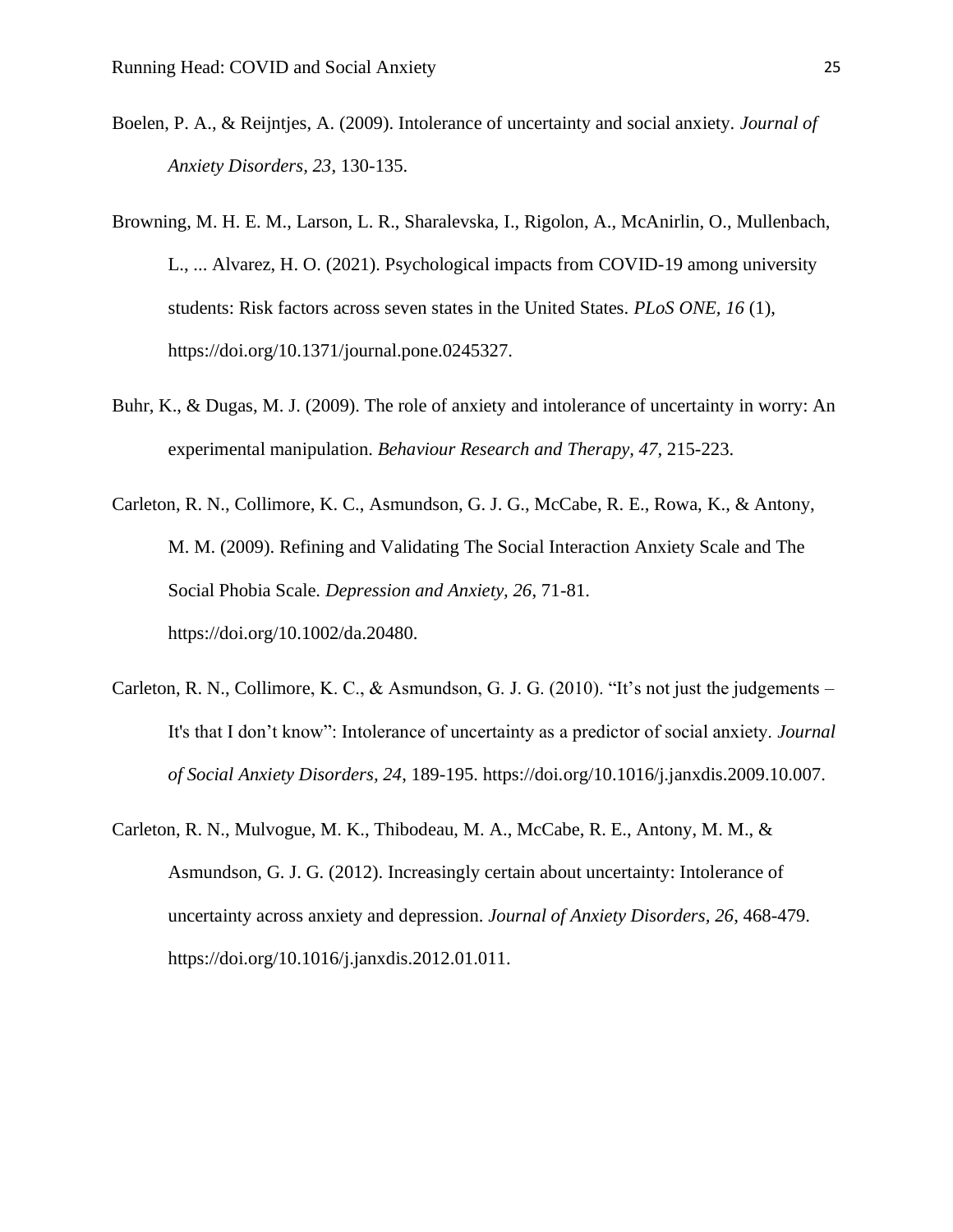Boelen, P. A., & Reijntjes, A. (2009). Intolerance of uncertainty and social anxiety. *Journal of Anxiety Disorders, 23*, 130-135.

Browning, M. H. E. M., Larson, L. R., Sharalevska, I., Rigolon, A., McAnirlin, O., Mullenbach, L., ... Alvarez, H. O. (2021). Psychological impacts from COVID-19 among university students: Risk factors across seven states in the United States. *PLoS ONE, 16* (1), https://doi.org/10.1371/journal.pone.0245327.

Buhr, K., & Dugas, M. J. (2009). The role of anxiety and intolerance of uncertainty in worry: An experimental manipulation. *Behaviour Research and Therapy, 47*, 215-223.

Carleton, R. N., Collimore, K. C., Asmundson, G. J. G., McCabe, R. E., Rowa, K., & Antony, M. M. (2009). Refining and Validating The Social Interaction Anxiety Scale and The Social Phobia Scale. *Depression and Anxiety, 26*, 71-81. https://doi.org/10.1002/da.20480.

Carleton, R. N., Collimore, K. C., & Asmundson, G. J. G. (2010). "It's not just the judgements – It's that I don't know": Intolerance of uncertainty as a predictor of social anxiety. *Journal of Social Anxiety Disorders, 24*, 189-195. https://doi.org/10.1016/j.janxdis.2009.10.007.

Carleton, R. N., Mulvogue, M. K., Thibodeau, M. A., McCabe, R. E., Antony, M. M., & Asmundson, G. J. G. (2012). Increasingly certain about uncertainty: Intolerance of uncertainty across anxiety and depression. *Journal of Anxiety Disorders, 26*, 468-479. https://doi.org/10.1016/j.janxdis.2012.01.011.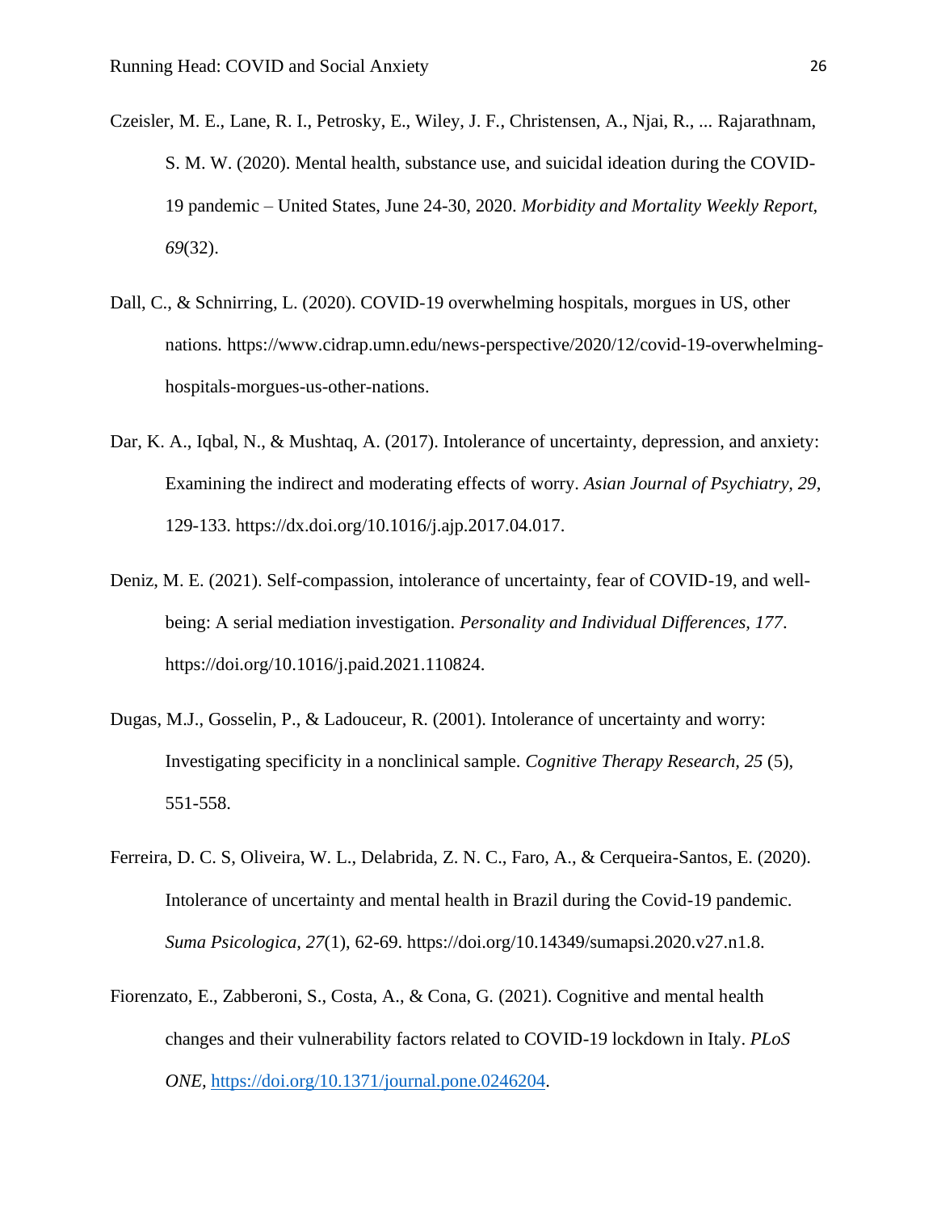Czeisler, M. E., Lane, R. I., Petrosky, E., Wiley, J. F., Christensen, A., Njai, R., ... Rajarathnam, S. M. W. (2020). Mental health, substance use, and suicidal ideation during the COVID-19 pandemic – United States, June 24-30, 2020. *Morbidity and Mortality Weekly Report*, *69*(32).

Dall, C., & Schnirring, L. (2020). COVID-19 overwhelming hospitals, morgues in US, other nations*.* https://www.cidrap.umn.edu/news-perspective/2020/12/covid-19-overwhelming-hospitals-morgues-us-other-nations.

Dar, K. A., Iqbal, N., & Mushtaq, A. (2017). Intolerance of uncertainty, depression, and anxiety: Examining the indirect and moderating effects of worry. *Asian Journal of Psychiatry*, *29*, 129-133. https://dx.doi.org/10.1016/j.ajp.2017.04.017.

Deniz, M. E. (2021). Self-compassion, intolerance of uncertainty, fear of COVID-19, and well-being: A serial mediation investigation. *Personality and Individual Differences, 177*. https://doi.org/10.1016/j.paid.2021.110824.

Dugas, M.J., Gosselin, P., & Ladouceur, R. (2001). Intolerance of uncertainty and worry: Investigating specificity in a nonclinical sample. *Cognitive Therapy Research*, *25* (5), 551-558.

Ferreira, D. C. S, Oliveira, W. L., Delabrida, Z. N. C., Faro, A., & Cerqueira-Santos, E. (2020). Intolerance of uncertainty and mental health in Brazil during the Covid-19 pandemic. *Suma Psicologica*, *27*(1), 62-69. https://doi.org/10.14349/sumapsi.2020.v27.n1.8.

Fiorenzato, E., Zabberoni, S., Costa, A., & Cona, G. (2021). Cognitive and mental health changes and their vulnerability factors related to COVID-19 lockdown in Italy. *PLoS ONE*, https://doi.org/10.1371/journal.pone.0246204.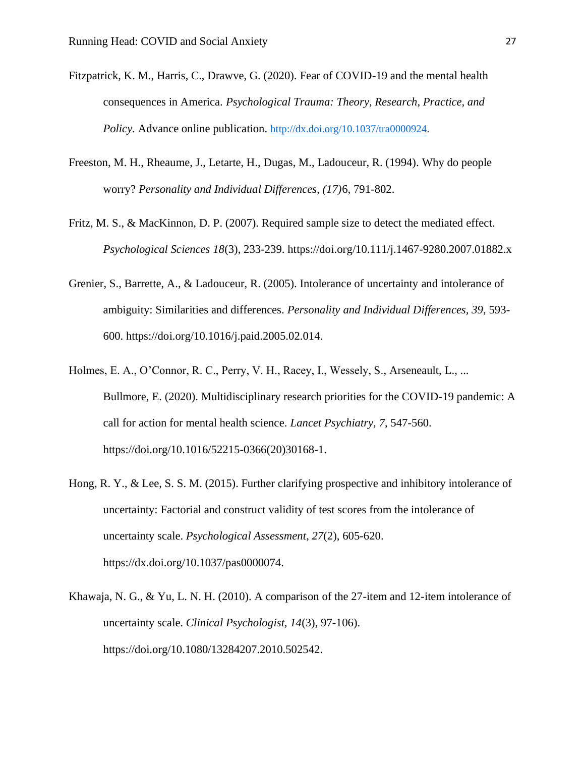Fitzpatrick, K. M., Harris, C., Drawve, G. (2020). Fear of COVID-19 and the mental health consequences in America. *Psychological Trauma: Theory, Research, Practice, and Policy.* Advance online publication. http://dx.doi.org/10.1037/tra0000924.

Freeston, M. H., Rheaume, J., Letarte, H., Dugas, M., Ladouceur, R. (1994). Why do people worry? *Personality and Individual Differences, (17)*6, 791-802.

Fritz, M. S., & MacKinnon, D. P. (2007). Required sample size to detect the mediated effect. *Psychological Sciences 18*(3), 233-239. https://doi.org/10.111/j.1467-9280.2007.01882.x

Grenier, S., Barrette, A., & Ladouceur, R. (2005). Intolerance of uncertainty and intolerance of ambiguity: Similarities and differences. *Personality and Individual Differences, 39*, 593-600. https://doi.org/10.1016/j.paid.2005.02.014.

Holmes, E. A., O'Connor, R. C., Perry, V. H., Racey, I., Wessely, S., Arseneault, L., ... Bullmore, E. (2020). Multidisciplinary research priorities for the COVID-19 pandemic: A call for action for mental health science. *Lancet Psychiatry, 7,* 547-560. https://doi.org/10.1016/52215-0366(20)30168-1.

Hong, R. Y., & Lee, S. S. M. (2015). Further clarifying prospective and inhibitory intolerance of uncertainty: Factorial and construct validity of test scores from the intolerance of uncertainty scale. *Psychological Assessment*, *27*(2), 605-620. https://dx.doi.org/10.1037/pas0000074.

Khawaja, N. G., & Yu, L. N. H. (2010). A comparison of the 27-item and 12-item intolerance of uncertainty scale. *Clinical Psychologist, 14*(3), 97-106). https://doi.org/10.1080/13284207.2010.502542.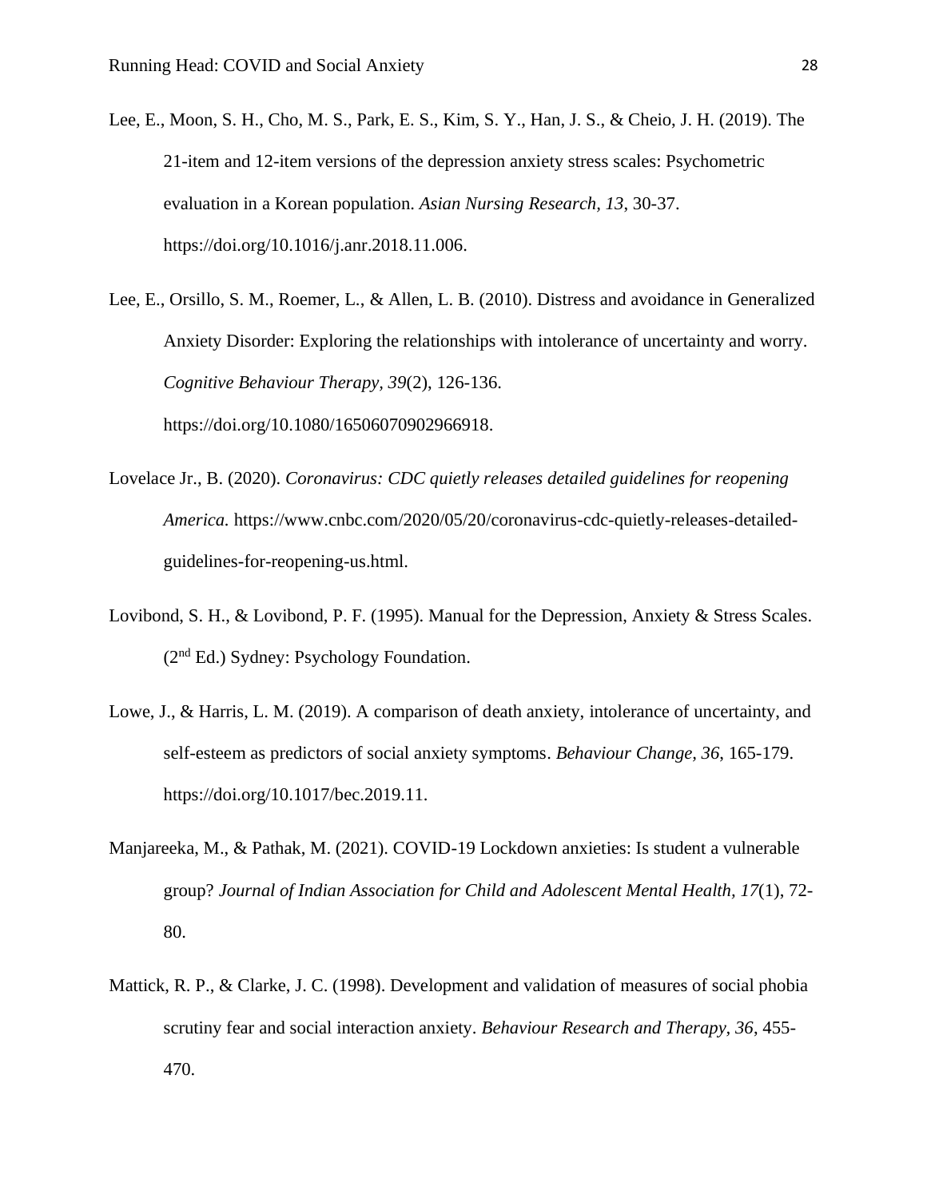Lee, E., Moon, S. H., Cho, M. S., Park, E. S., Kim, S. Y., Han, J. S., & Cheio, J. H. (2019). The 21-item and 12-item versions of the depression anxiety stress scales: Psychometric evaluation in a Korean population. *Asian Nursing Research, 13*, 30-37. https://doi.org/10.1016/j.anr.2018.11.006.

Lee, E., Orsillo, S. M., Roemer, L., & Allen, L. B. (2010). Distress and avoidance in Generalized Anxiety Disorder: Exploring the relationships with intolerance of uncertainty and worry. *Cognitive Behaviour Therapy, 39*(2), 126-136. https://doi.org/10.1080/16506070902966918.

Lovelace Jr., B. (2020). *Coronavirus: CDC quietly releases detailed guidelines for reopening America.* https://www.cnbc.com/2020/05/20/coronavirus-cdc-quietly-releases-detailed-guidelines-for-reopening-us.html.

Lovibond, S. H., & Lovibond, P. F. (1995). Manual for the Depression, Anxiety & Stress Scales. (2nd Ed.) Sydney: Psychology Foundation.

Lowe, J., & Harris, L. M. (2019). A comparison of death anxiety, intolerance of uncertainty, and self-esteem as predictors of social anxiety symptoms. *Behaviour Change, 36*, 165-179. https://doi.org/10.1017/bec.2019.11.

Manjareeka, M., & Pathak, M. (2021). COVID-19 Lockdown anxieties: Is student a vulnerable group? *Journal of Indian Association for Child and Adolescent Mental Health, 17*(1), 72-80.

Mattick, R. P., & Clarke, J. C. (1998). Development and validation of measures of social phobia scrutiny fear and social interaction anxiety. *Behaviour Research and Therapy, 36*, 455-470.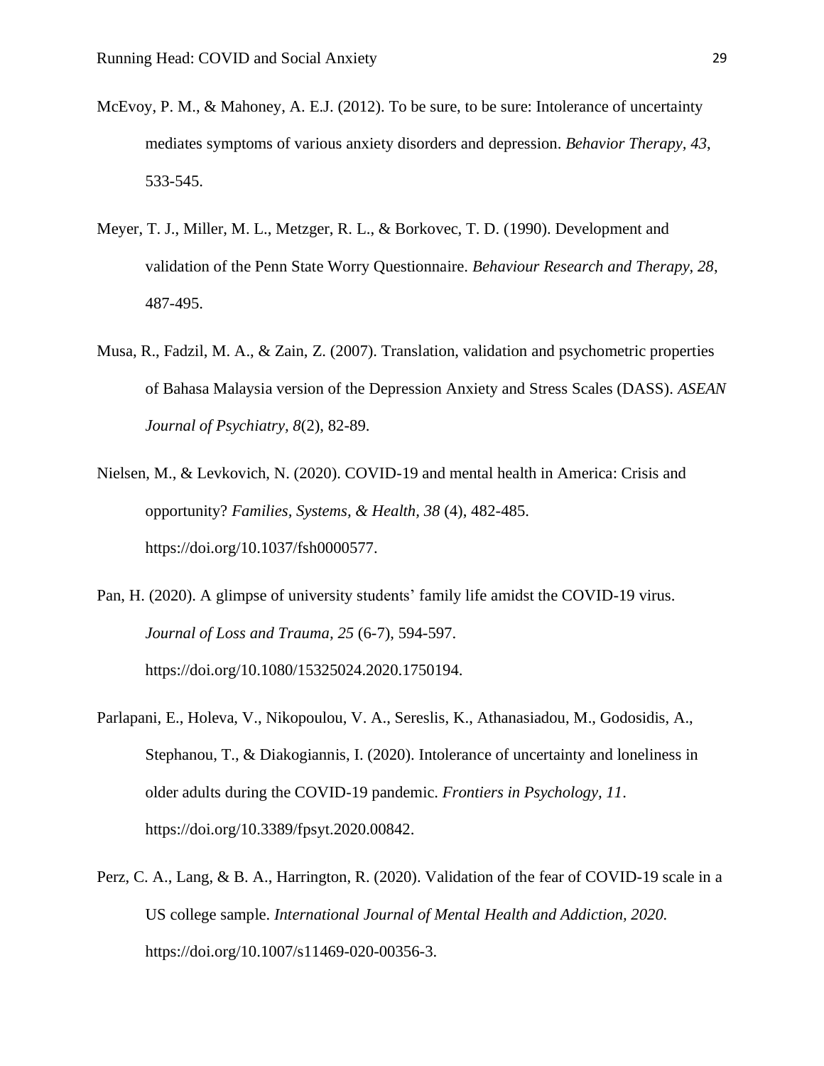McEvoy, P. M., & Mahoney, A. E.J. (2012). To be sure, to be sure: Intolerance of uncertainty mediates symptoms of various anxiety disorders and depression. *Behavior Therapy, 43*, 533-545.

Meyer, T. J., Miller, M. L., Metzger, R. L., & Borkovec, T. D. (1990). Development and validation of the Penn State Worry Questionnaire. *Behaviour Research and Therapy, 28*, 487-495.

Musa, R., Fadzil, M. A., & Zain, Z. (2007). Translation, validation and psychometric properties of Bahasa Malaysia version of the Depression Anxiety and Stress Scales (DASS). *ASEAN Journal of Psychiatry, 8*(2), 82-89.

Nielsen, M., & Levkovich, N. (2020). COVID-19 and mental health in America: Crisis and opportunity? *Families, Systems, & Health, 38* (4), 482-485. https://doi.org/10.1037/fsh0000577.

Pan, H. (2020). A glimpse of university students' family life amidst the COVID-19 virus. *Journal of Loss and Trauma, 25* (6-7), 594-597. https://doi.org/10.1080/15325024.2020.1750194.

Parlapani, E., Holeva, V., Nikopoulou, V. A., Sereslis, K., Athanasiadou, M., Godosidis, A., Stephanou, T., & Diakogiannis, I. (2020). Intolerance of uncertainty and loneliness in older adults during the COVID-19 pandemic. *Frontiers in Psychology, 11*. https://doi.org/10.3389/fpsyt.2020.00842.

Perz, C. A., Lang, & B. A., Harrington, R. (2020). Validation of the fear of COVID-19 scale in a US college sample. *International Journal of Mental Health and Addiction, 2020.* https://doi.org/10.1007/s11469-020-00356-3.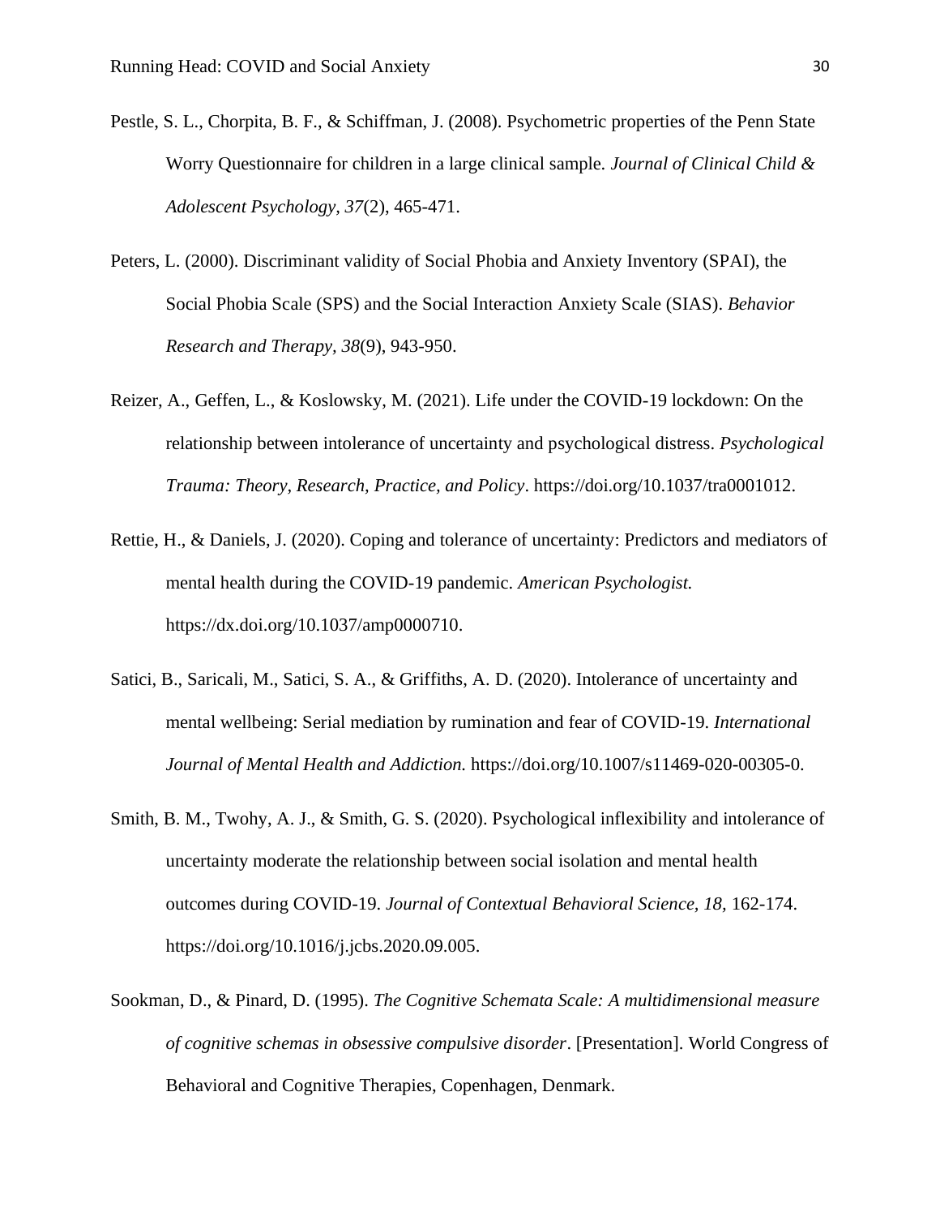Pestle, S. L., Chorpita, B. F., & Schiffman, J. (2008). Psychometric properties of the Penn State Worry Questionnaire for children in a large clinical sample. *Journal of Clinical Child & Adolescent Psychology, 37*(2), 465-471.

Peters, L. (2000). Discriminant validity of Social Phobia and Anxiety Inventory (SPAI), the Social Phobia Scale (SPS) and the Social Interaction Anxiety Scale (SIAS). *Behavior Research and Therapy, 38*(9), 943-950.

Reizer, A., Geffen, L., & Koslowsky, M. (2021). Life under the COVID-19 lockdown: On the relationship between intolerance of uncertainty and psychological distress. *Psychological Trauma: Theory, Research, Practice, and Policy*. https://doi.org/10.1037/tra0001012.

Rettie, H., & Daniels, J. (2020). Coping and tolerance of uncertainty: Predictors and mediators of mental health during the COVID-19 pandemic. *American Psychologist.* https://dx.doi.org/10.1037/amp0000710.

Satici, B., Saricali, M., Satici, S. A., & Griffiths, A. D. (2020). Intolerance of uncertainty and mental wellbeing: Serial mediation by rumination and fear of COVID-19. *International Journal of Mental Health and Addiction.* https://doi.org/10.1007/s11469-020-00305-0.

Smith, B. M., Twohy, A. J., & Smith, G. S. (2020). Psychological inflexibility and intolerance of uncertainty moderate the relationship between social isolation and mental health outcomes during COVID-19. *Journal of Contextual Behavioral Science, 18*, 162-174. https://doi.org/10.1016/j.jcbs.2020.09.005.

Sookman, D., & Pinard, D. (1995). *The Cognitive Schemata Scale: A multidimensional measure of cognitive schemas in obsessive compulsive disorder*. [Presentation]. World Congress of Behavioral and Cognitive Therapies, Copenhagen, Denmark.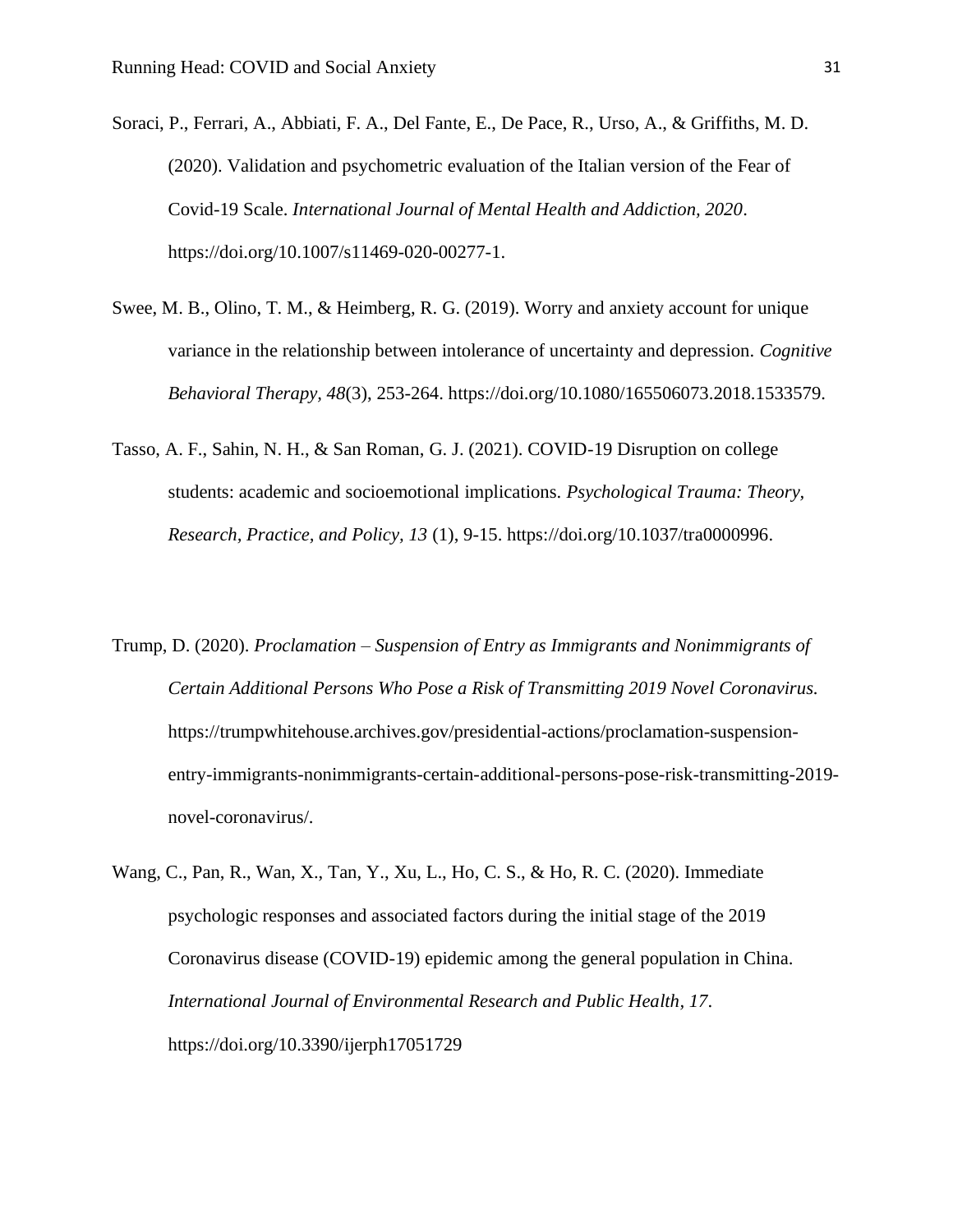Soraci, P., Ferrari, A., Abbiati, F. A., Del Fante, E., De Pace, R., Urso, A., & Griffiths, M. D. (2020). Validation and psychometric evaluation of the Italian version of the Fear of Covid-19 Scale. *International Journal of Mental Health and Addiction, 2020*. https://doi.org/10.1007/s11469-020-00277-1.

Swee, M. B., Olino, T. M., & Heimberg, R. G. (2019). Worry and anxiety account for unique variance in the relationship between intolerance of uncertainty and depression. *Cognitive Behavioral Therapy, 48*(3), 253-264. https://doi.org/10.1080/165506073.2018.1533579.

Tasso, A. F., Sahin, N. H., & San Roman, G. J. (2021). COVID-19 Disruption on college students: academic and socioemotional implications. *Psychological Trauma: Theory, Research, Practice, and Policy, 13* (1), 9-15. https://doi.org/10.1037/tra0000996.

Trump, D. (2020). *Proclamation – Suspension of Entry as Immigrants and Nonimmigrants of Certain Additional Persons Who Pose a Risk of Transmitting 2019 Novel Coronavirus.* https://trumpwhitehouse.archives.gov/presidential-actions/proclamation-suspension-entry-immigrants-nonimmigrants-certain-additional-persons-pose-risk-transmitting-2019-novel-coronavirus/.

Wang, C., Pan, R., Wan, X., Tan, Y., Xu, L., Ho, C. S., & Ho, R. C. (2020). Immediate psychologic responses and associated factors during the initial stage of the 2019 Coronavirus disease (COVID-19) epidemic among the general population in China. *International Journal of Environmental Research and Public Health, 17*. https://doi.org/10.3390/ijerph17051729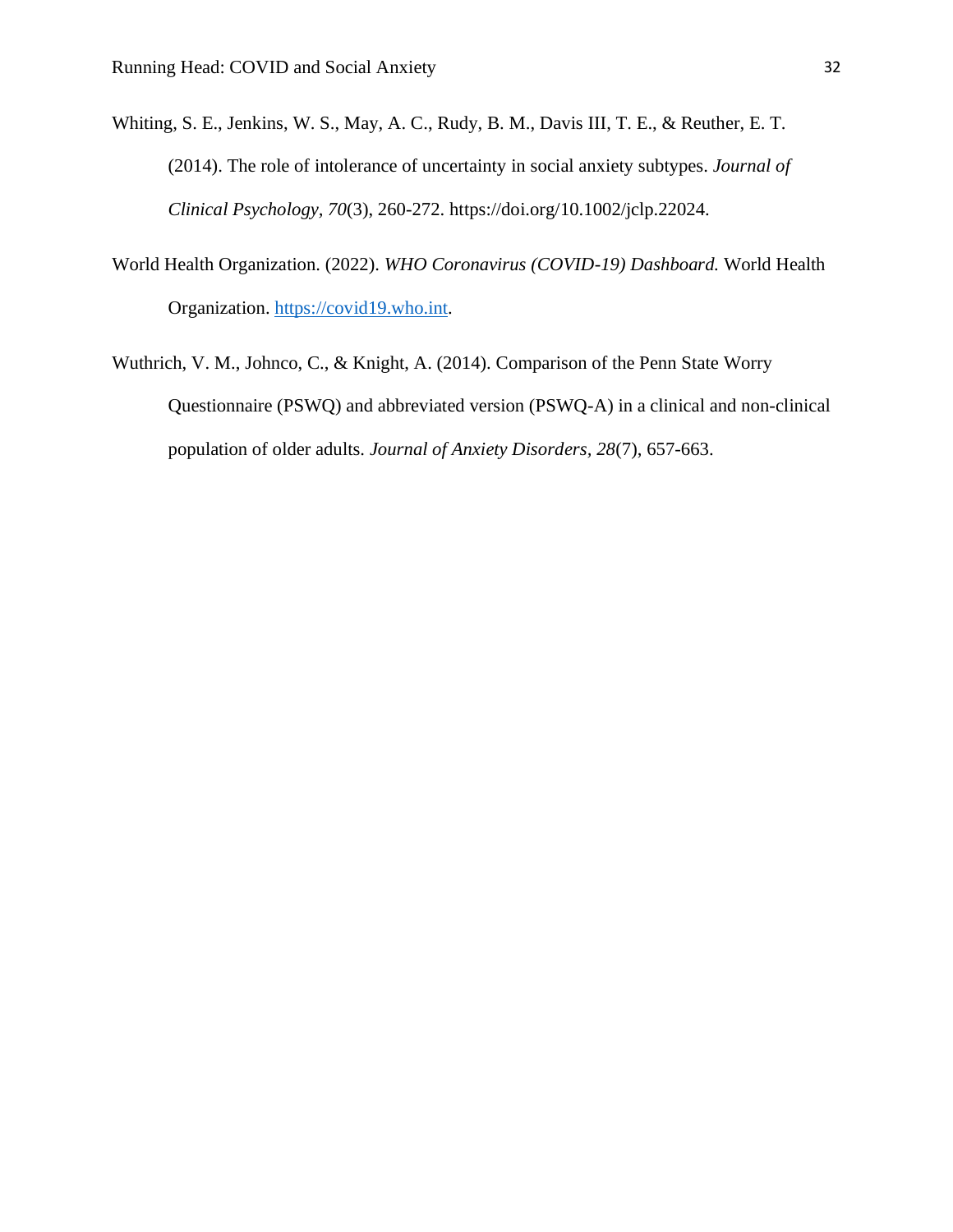Whiting, S. E., Jenkins, W. S., May, A. C., Rudy, B. M., Davis III, T. E., & Reuther, E. T. (2014). The role of intolerance of uncertainty in social anxiety subtypes. *Journal of Clinical Psychology, 70*(3), 260-272. https://doi.org/10.1002/jclp.22024.

World Health Organization. (2022). *WHO Coronavirus (COVID-19) Dashboard.* World Health Organization. https://covid19.who.int.

Wuthrich, V. M., Johnco, C., & Knight, A. (2014). Comparison of the Penn State Worry Questionnaire (PSWQ) and abbreviated version (PSWQ-A) in a clinical and non-clinical population of older adults. *Journal of Anxiety Disorders, 28*(7), 657-663.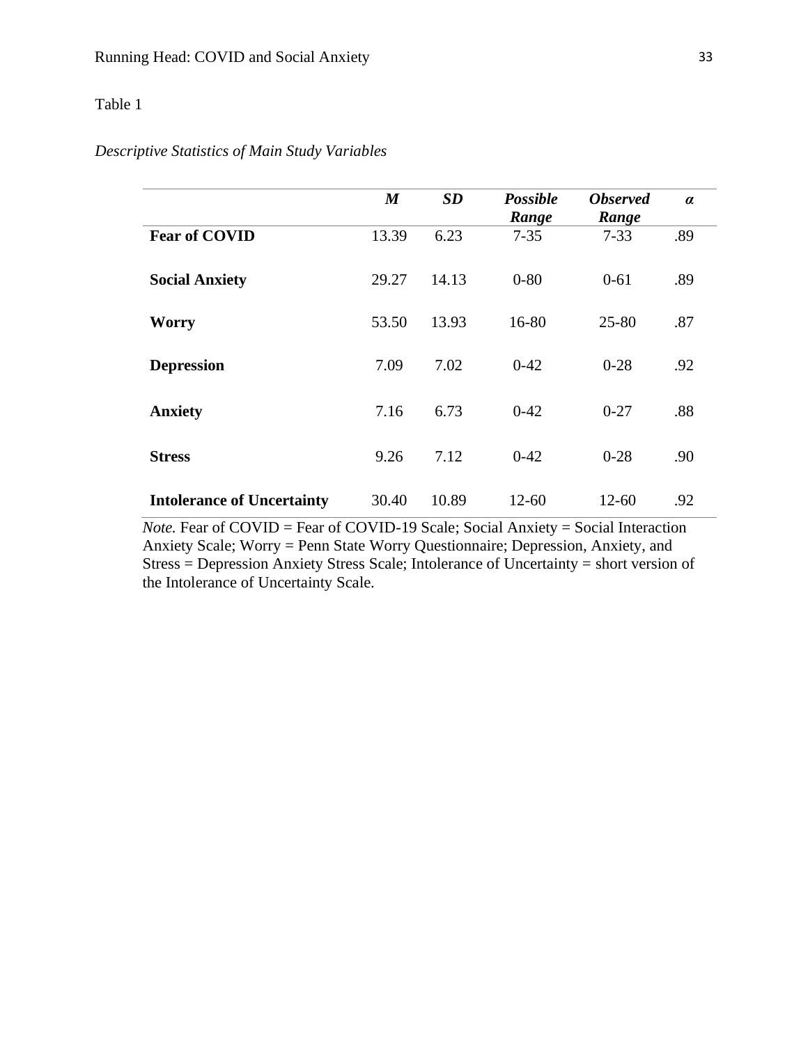Table 1

*Descriptive Statistics of Main Study Variables*

| | *M* | *SD* | *Possible Range* | *Observed Range* | *α* |
|---|---|---|---|---|---|
| **Fear of COVID** | 13.39 | 6.23 | 7-35 | 7-33 | .89 |
| **Social Anxiety** | 29.27 | 14.13 | 0-80 | 0-61 | .89 |
| **Worry** | 53.50 | 13.93 | 16-80 | 25-80 | .87 |
| **Depression** | 7.09 | 7.02 | 0-42 | 0-28 | .92 |
| **Anxiety** | 7.16 | 6.73 | 0-42 | 0-27 | .88 |
| **Stress** | 9.26 | 7.12 | 0-42 | 0-28 | .90 |
| **Intolerance of Uncertainty** | 30.40 | 10.89 | 12-60 | 12-60 | .92 |

*Note.* Fear of COVID = Fear of COVID-19 Scale; Social Anxiety = Social Interaction Anxiety Scale; Worry = Penn State Worry Questionnaire; Depression, Anxiety, and Stress = Depression Anxiety Stress Scale; Intolerance of Uncertainty = short version of the Intolerance of Uncertainty Scale.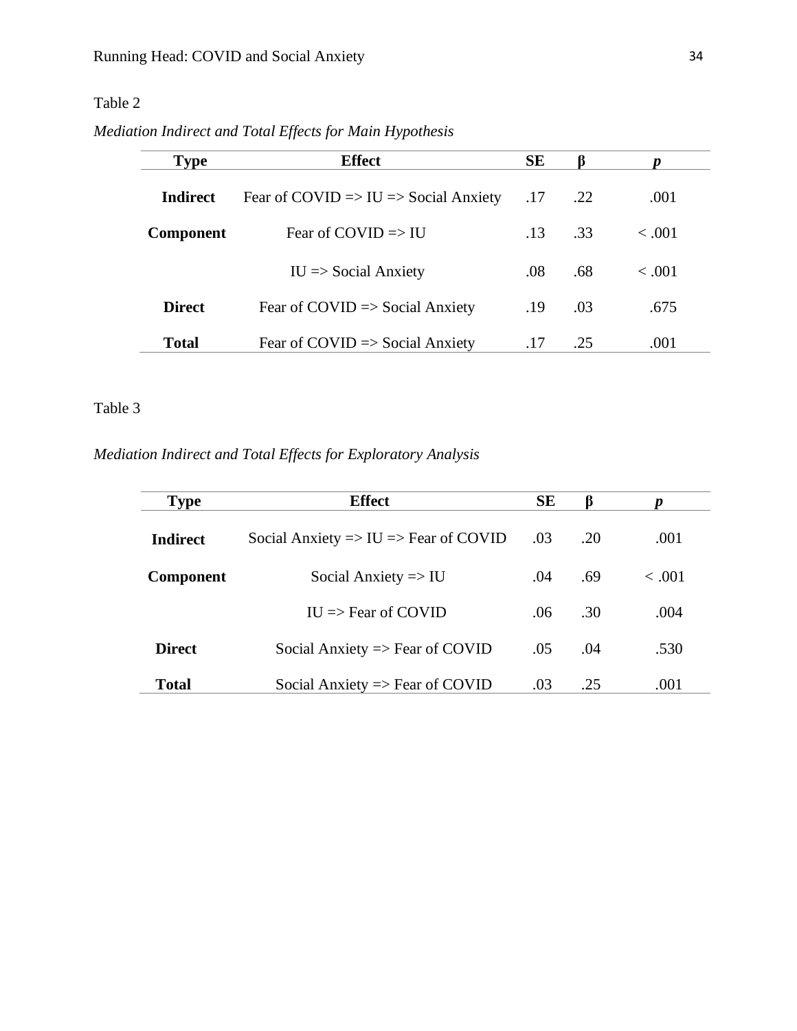Table 2

*Mediation Indirect and Total Effects for Main Hypothesis*

| **Type** | **Effect** | **SE** | **β** | ***p*** |
|---|---|---|---|---|
| **Indirect** | Fear of COVID => IU => Social Anxiety | .17 | .22 | .001 |
| **Component** | Fear of COVID => IU | .13 | .33 | < .001 |
| | IU => Social Anxiety | .08 | .68 | < .001 |
| **Direct** | Fear of COVID => Social Anxiety | .19 | .03 | .675 |
| **Total** | Fear of COVID => Social Anxiety | .17 | .25 | .001 |

Table 3

*Mediation Indirect and Total Effects for Exploratory Analysis*

| **Type** | **Effect** | **SE** | **β** | ***p*** |
|---|---|---|---|---|
| **Indirect** | Social Anxiety => IU => Fear of COVID | .03 | .20 | .001 |
| **Component** | Social Anxiety => IU | .04 | .69 | < .001 |
| | IU => Fear of COVID | .06 | .30 | .004 |
| **Direct** | Social Anxiety => Fear of COVID | .05 | .04 | .530 |
| **Total** | Social Anxiety => Fear of COVID | .03 | .25 | .001 |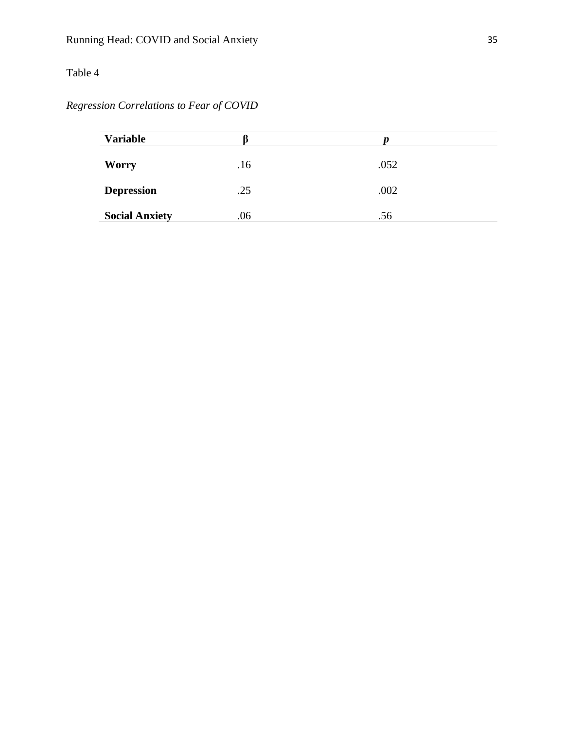Table 4

*Regression Correlations to Fear of COVID*

| **Variable** | **β** | ***p*** |
|---|---|---|
| **Worry** | .16 | .052 |
| **Depression** | .25 | .002 |
| **Social Anxiety** | .06 | .56 |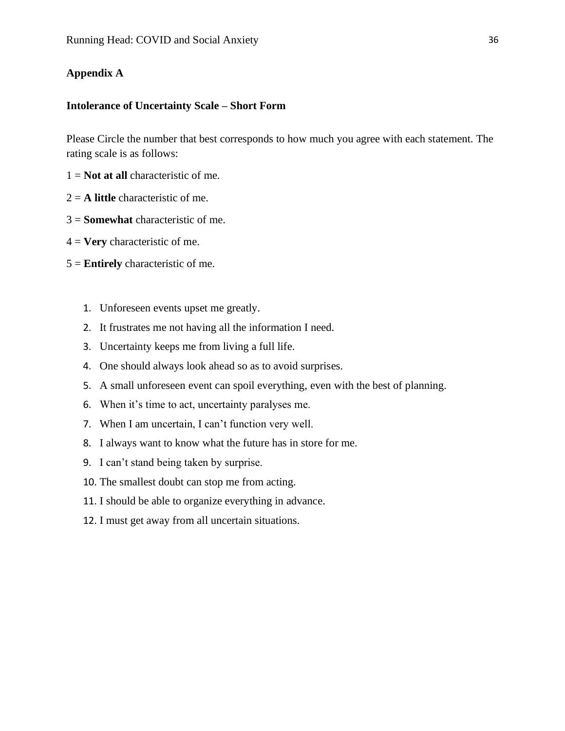## Appendix A

### Intolerance of Uncertainty Scale – Short Form

Please Circle the number that best corresponds to how much you agree with each statement. The rating scale is as follows:

1 = **Not at all** characteristic of me.

2 = **A little** characteristic of me.

3 = **Somewhat** characteristic of me.

4 = **Very** characteristic of me.

5 = **Entirely** characteristic of me.

1. Unforeseen events upset me greatly.
2. It frustrates me not having all the information I need.
3. Uncertainty keeps me from living a full life.
4. One should always look ahead so as to avoid surprises.
5. A small unforeseen event can spoil everything, even with the best of planning.
6. When it's time to act, uncertainty paralyses me.
7. When I am uncertain, I can't function very well.
8. I always want to know what the future has in store for me.
9. I can't stand being taken by surprise.
10. The smallest doubt can stop me from acting.
11. I should be able to organize everything in advance.
12. I must get away from all uncertain situations.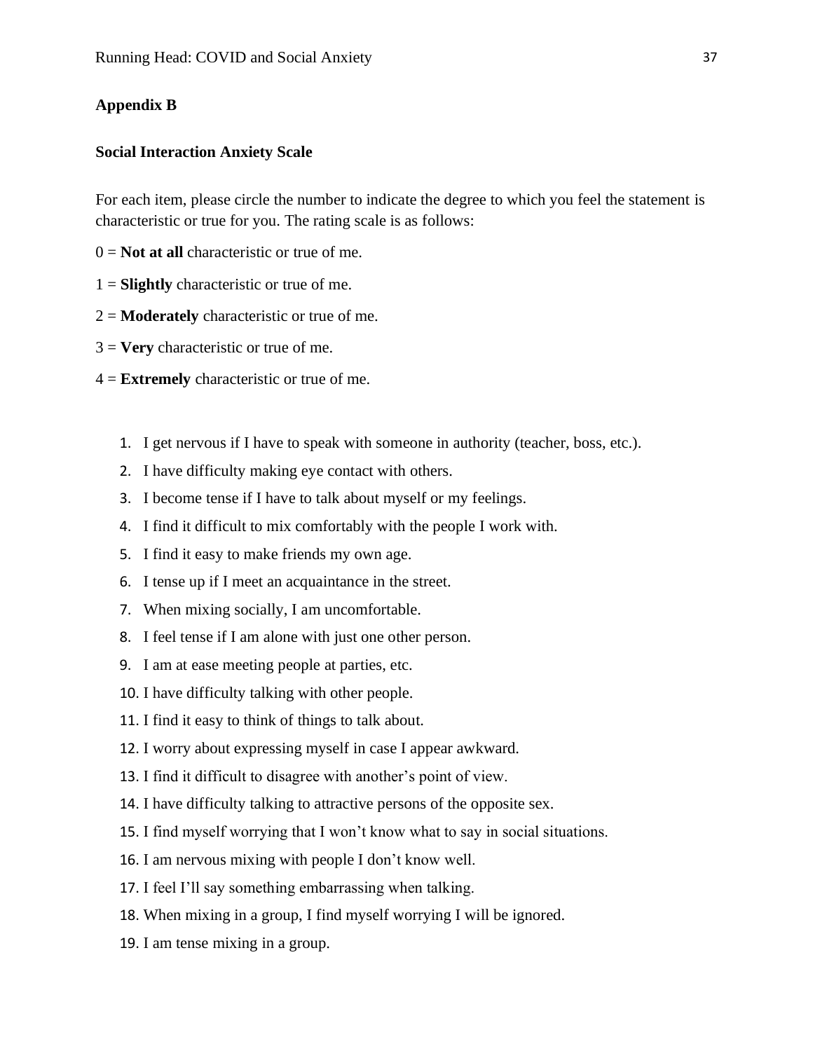**Appendix B**

**Social Interaction Anxiety Scale**

For each item, please circle the number to indicate the degree to which you feel the statement is characteristic or true for you. The rating scale is as follows:

0 = **Not at all** characteristic or true of me.

1 = **Slightly** characteristic or true of me.

2 = **Moderately** characteristic or true of me.

3 = **Very** characteristic or true of me.

4 = **Extremely** characteristic or true of me.

1. I get nervous if I have to speak with someone in authority (teacher, boss, etc.).
2. I have difficulty making eye contact with others.
3. I become tense if I have to talk about myself or my feelings.
4. I find it difficult to mix comfortably with the people I work with.
5. I find it easy to make friends my own age.
6. I tense up if I meet an acquaintance in the street.
7. When mixing socially, I am uncomfortable.
8. I feel tense if I am alone with just one other person.
9. I am at ease meeting people at parties, etc.
10. I have difficulty talking with other people.
11. I find it easy to think of things to talk about.
12. I worry about expressing myself in case I appear awkward.
13. I find it difficult to disagree with another's point of view.
14. I have difficulty talking to attractive persons of the opposite sex.
15. I find myself worrying that I won't know what to say in social situations.
16. I am nervous mixing with people I don't know well.
17. I feel I'll say something embarrassing when talking.
18. When mixing in a group, I find myself worrying I will be ignored.
19. I am tense mixing in a group.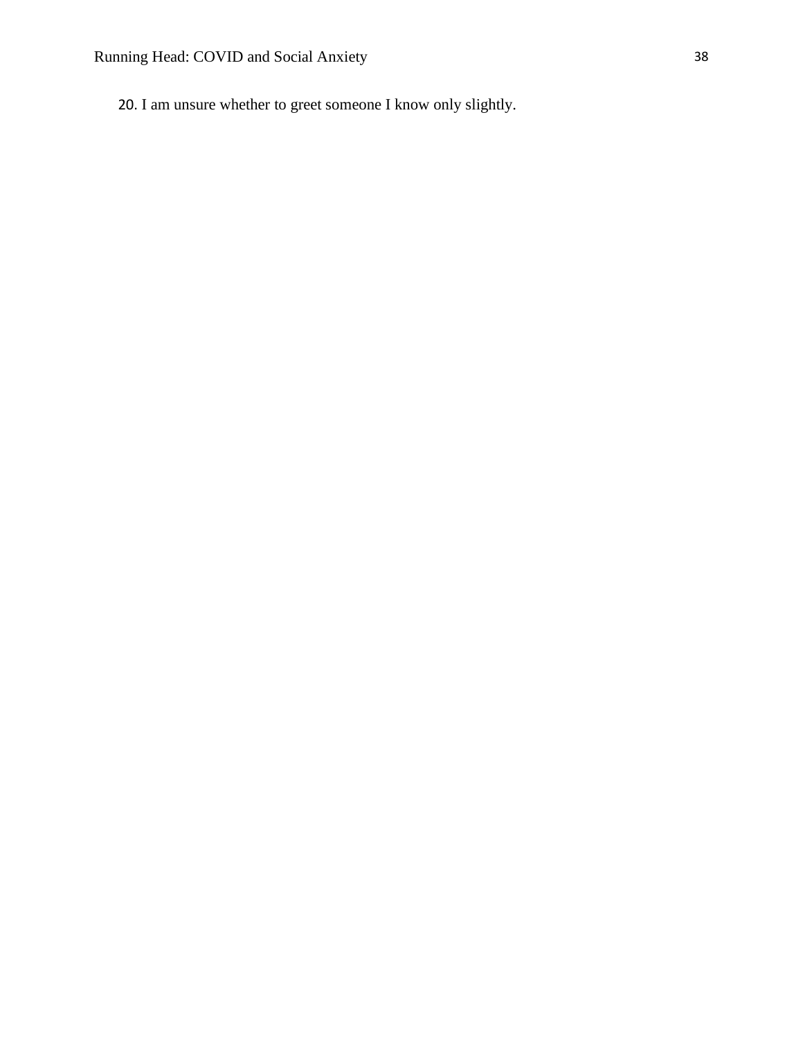20. I am unsure whether to greet someone I know only slightly.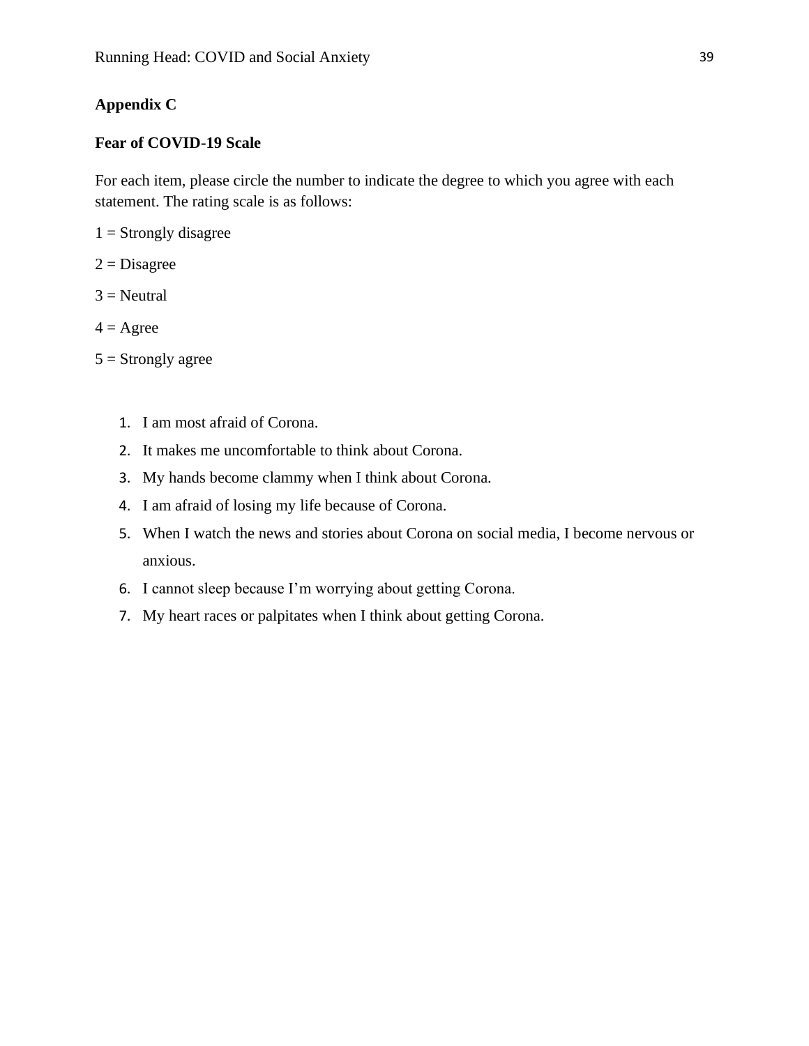## Appendix C

### Fear of COVID-19 Scale

For each item, please circle the number to indicate the degree to which you agree with each statement. The rating scale is as follows:

1 = Strongly disagree

2 = Disagree

3 = Neutral

4 = Agree

5 = Strongly agree

1. I am most afraid of Corona.
2. It makes me uncomfortable to think about Corona.
3. My hands become clammy when I think about Corona.
4. I am afraid of losing my life because of Corona.
5. When I watch the news and stories about Corona on social media, I become nervous or anxious.
6. I cannot sleep because I'm worrying about getting Corona.
7. My heart races or palpitates when I think about getting Corona.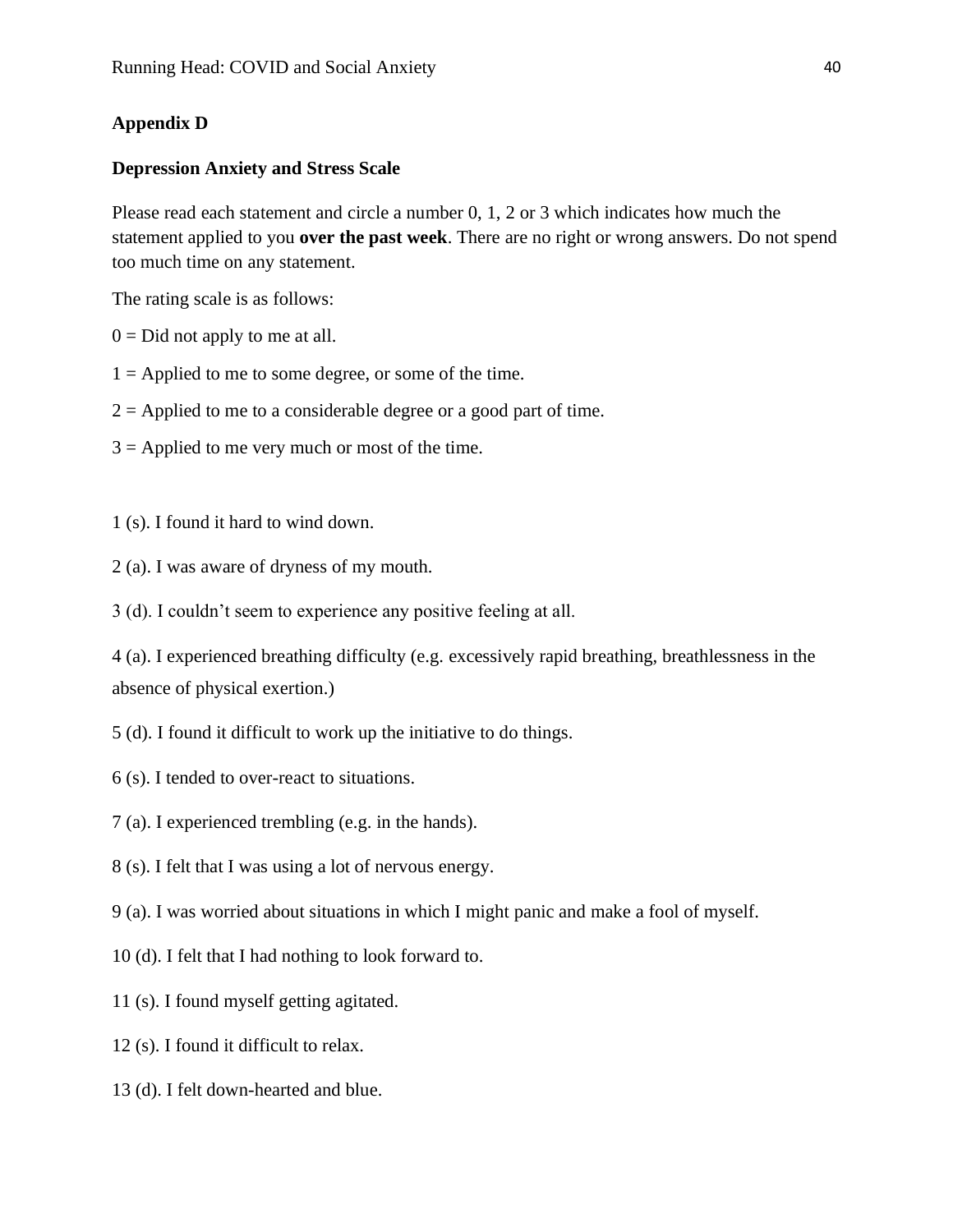**Appendix D**

**Depression Anxiety and Stress Scale**

Please read each statement and circle a number 0, 1, 2 or 3 which indicates how much the statement applied to you **over the past week**. There are no right or wrong answers. Do not spend too much time on any statement.

The rating scale is as follows:

0 = Did not apply to me at all.

1 = Applied to me to some degree, or some of the time.

2 = Applied to me to a considerable degree or a good part of time.

3 = Applied to me very much or most of the time.

1 (s). I found it hard to wind down.

2 (a). I was aware of dryness of my mouth.

3 (d). I couldn't seem to experience any positive feeling at all.

4 (a). I experienced breathing difficulty (e.g. excessively rapid breathing, breathlessness in the absence of physical exertion.)

5 (d). I found it difficult to work up the initiative to do things.

6 (s). I tended to over-react to situations.

7 (a). I experienced trembling (e.g. in the hands).

8 (s). I felt that I was using a lot of nervous energy.

9 (a). I was worried about situations in which I might panic and make a fool of myself.

10 (d). I felt that I had nothing to look forward to.

11 (s). I found myself getting agitated.

12 (s). I found it difficult to relax.

13 (d). I felt down-hearted and blue.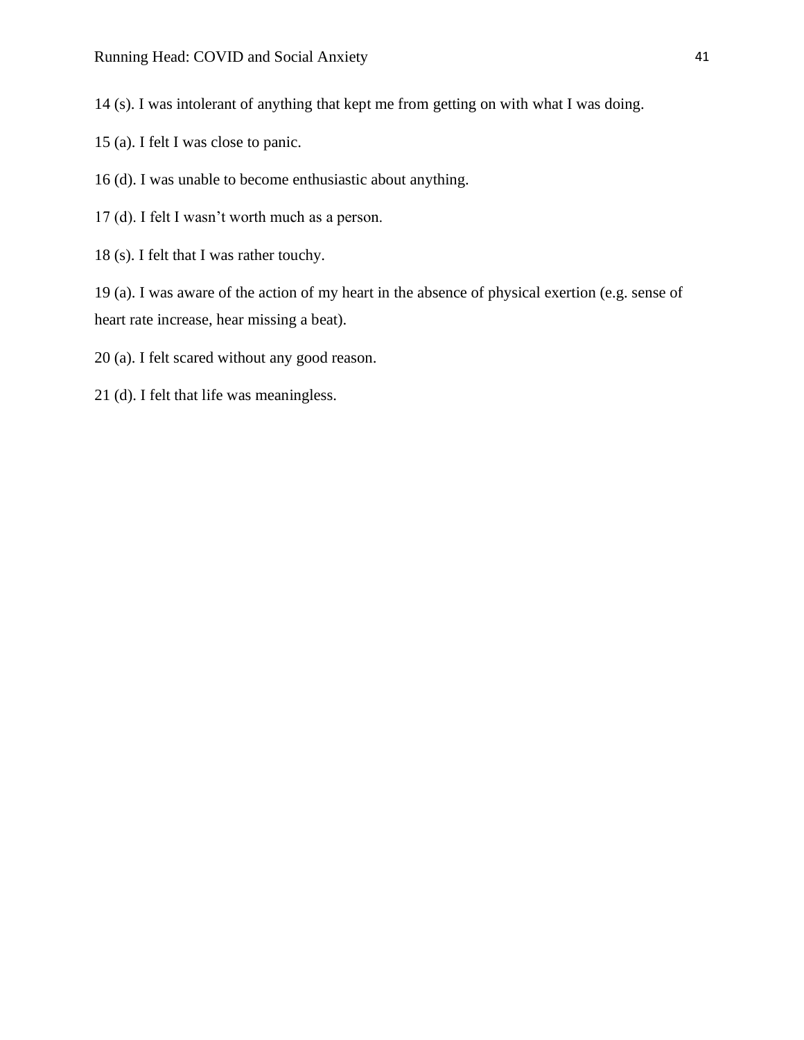14 (s). I was intolerant of anything that kept me from getting on with what I was doing.

15 (a). I felt I was close to panic.

16 (d). I was unable to become enthusiastic about anything.

17 (d). I felt I wasn't worth much as a person.

18 (s). I felt that I was rather touchy.

19 (a). I was aware of the action of my heart in the absence of physical exertion (e.g. sense of heart rate increase, hear missing a beat).

20 (a). I felt scared without any good reason.

21 (d). I felt that life was meaningless.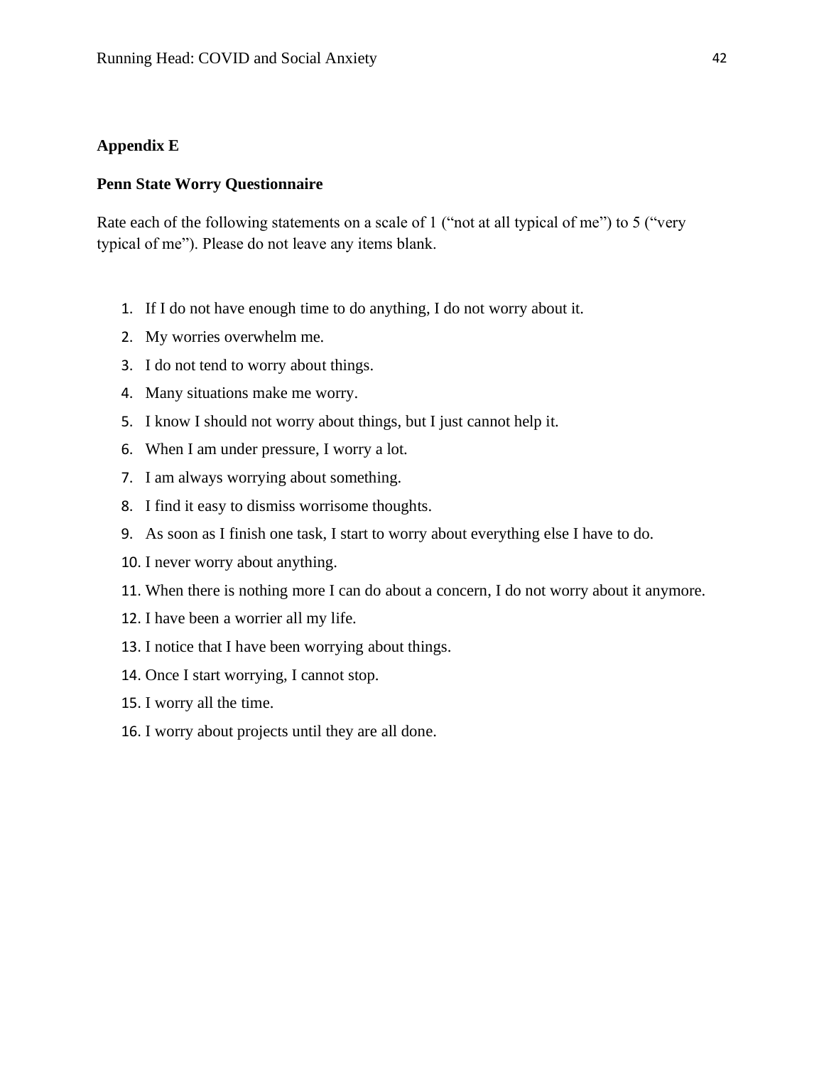**Appendix E**

**Penn State Worry Questionnaire**

Rate each of the following statements on a scale of 1 ("not at all typical of me") to 5 ("very typical of me"). Please do not leave any items blank.

1. If I do not have enough time to do anything, I do not worry about it.
2. My worries overwhelm me.
3. I do not tend to worry about things.
4. Many situations make me worry.
5. I know I should not worry about things, but I just cannot help it.
6. When I am under pressure, I worry a lot.
7. I am always worrying about something.
8. I find it easy to dismiss worrisome thoughts.
9. As soon as I finish one task, I start to worry about everything else I have to do.
10. I never worry about anything.
11. When there is nothing more I can do about a concern, I do not worry about it anymore.
12. I have been a worrier all my life.
13. I notice that I have been worrying about things.
14. Once I start worrying, I cannot stop.
15. I worry all the time.
16. I worry about projects until they are all done.